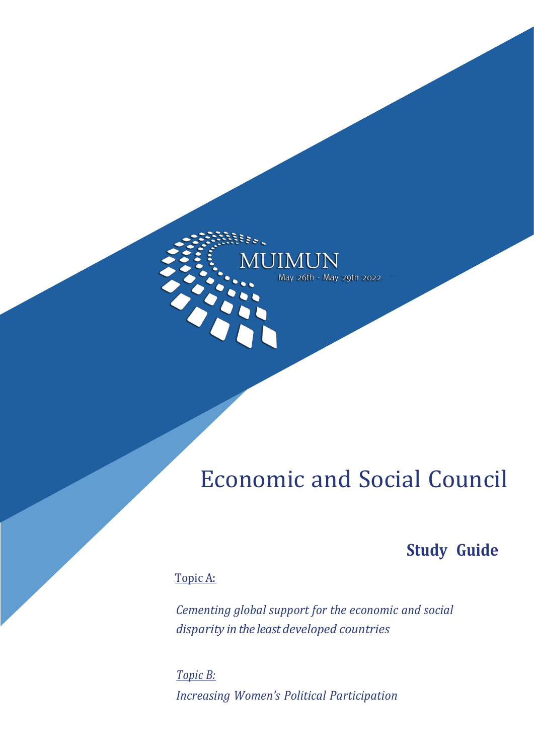MUIMUN

May 26th - May 29th 2022

# Economic and Social Council

## Study Guide

Topic A:

*Cementing global support for the economic and social disparity in the least developed countries*

*Topic B:*

*Increasing Women's Political Participation*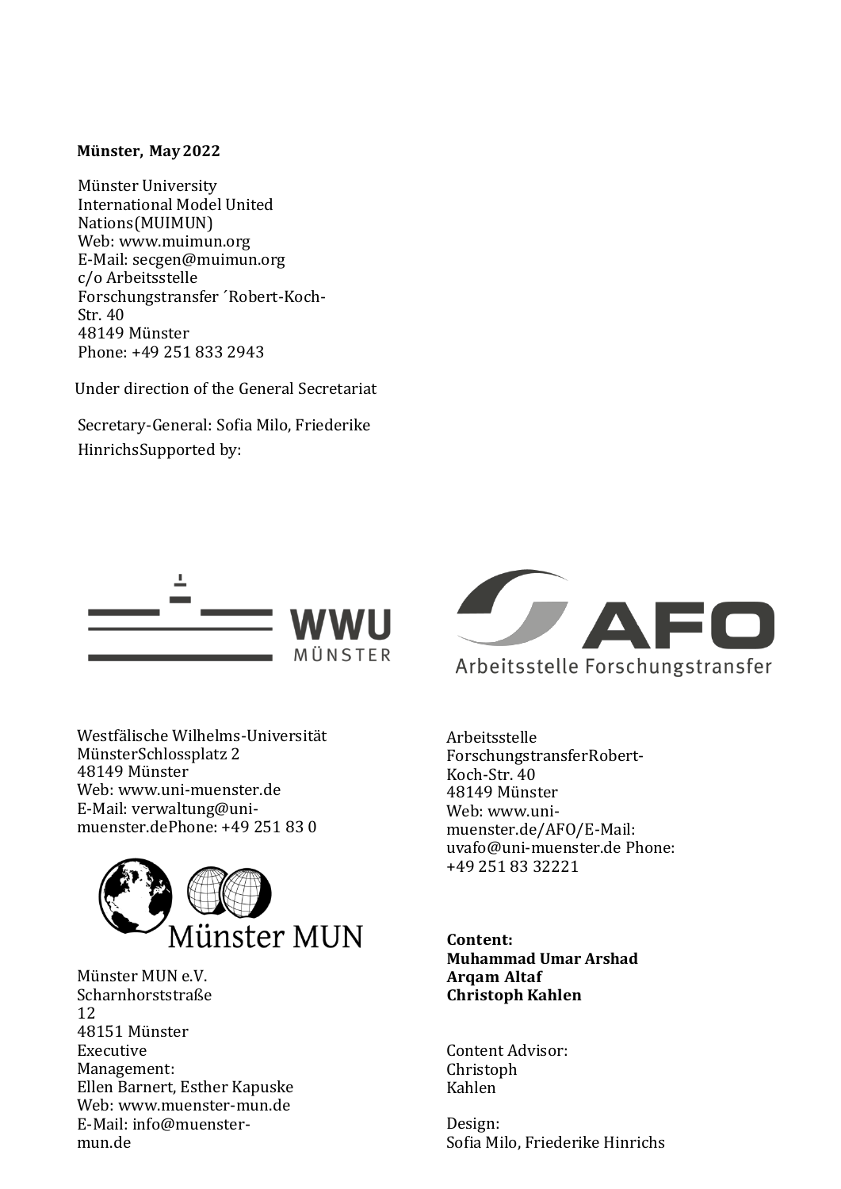**Münster, May 2022**

Münster University International Model United Nations(MUIMUN)
Web: www.muimun.org
E-Mail: secgen@muimun.org
c/o Arbeitsstelle Forschungstransfer ´Robert-Koch-Str. 40
48149 Münster
Phone: +49 251 833 2943

Under direction of the General Secretariat

Secretary-General: Sofia Milo, Friederike HinrichsSupported by:

WWU MÜNSTER

AFO Arbeitsstelle Forschungstransfer

Westfälische Wilhelms-Universität MünsterSchlossplatz 2
48149 Münster
Web: www.uni-muenster.de
E-Mail: verwaltung@uni-muenster.dePhone: +49 251 83 0

Münster MUN

Münster MUN e.V.
Scharnhorststraße 12
48151 Münster
Executive Management:
Ellen Barnert, Esther Kapuske
Web: www.muenster-mun.de
E-Mail: info@muenster-mun.de

Arbeitsstelle ForschungstransferRobert-Koch-Str. 40
48149 Münster
Web: www.uni-muenster.de/AFO/E-Mail: uvafo@uni-muenster.de Phone: +49 251 83 32221

**Content:**
**Muhammad Umar Arshad**
**Arqam Altaf**
**Christoph Kahlen**

Content Advisor:
Christoph Kahlen

Design:
Sofia Milo, Friederike Hinrichs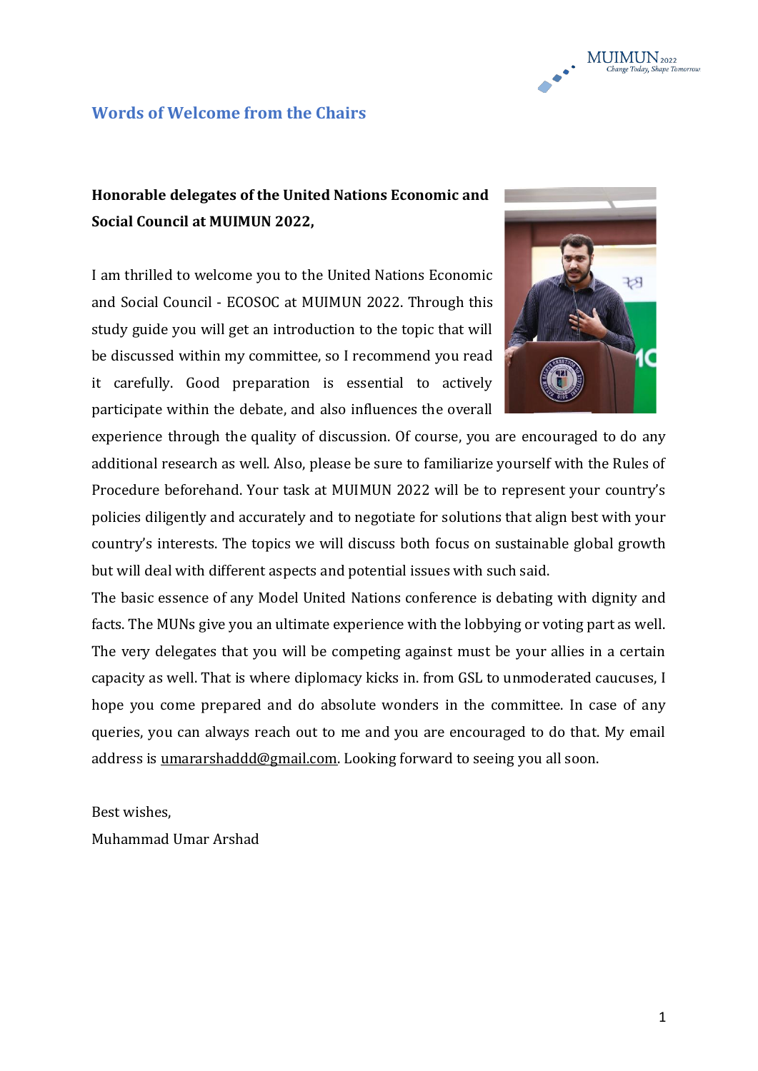## Words of Welcome from the Chairs

**Honorable delegates of the United Nations Economic and Social Council at MUIMUN 2022,**

I am thrilled to welcome you to the United Nations Economic and Social Council - ECOSOC at MUIMUN 2022. Through this study guide you will get an introduction to the topic that will be discussed within my committee, so I recommend you read it carefully. Good preparation is essential to actively participate within the debate, and also influences the overall experience through the quality of discussion. Of course, you are encouraged to do any additional research as well. Also, please be sure to familiarize yourself with the Rules of Procedure beforehand. Your task at MUIMUN 2022 will be to represent your country's policies diligently and accurately and to negotiate for solutions that align best with your country's interests. The topics we will discuss both focus on sustainable global growth but will deal with different aspects and potential issues with such said.

The basic essence of any Model United Nations conference is debating with dignity and facts. The MUNs give you an ultimate experience with the lobbying or voting part as well. The very delegates that you will be competing against must be your allies in a certain capacity as well. That is where diplomacy kicks in. from GSL to unmoderated caucuses, I hope you come prepared and do absolute wonders in the committee. In case of any queries, you can always reach out to me and you are encouraged to do that. My email address is umararshaddd@gmail.com. Looking forward to seeing you all soon.

Best wishes,
Muhammad Umar Arshad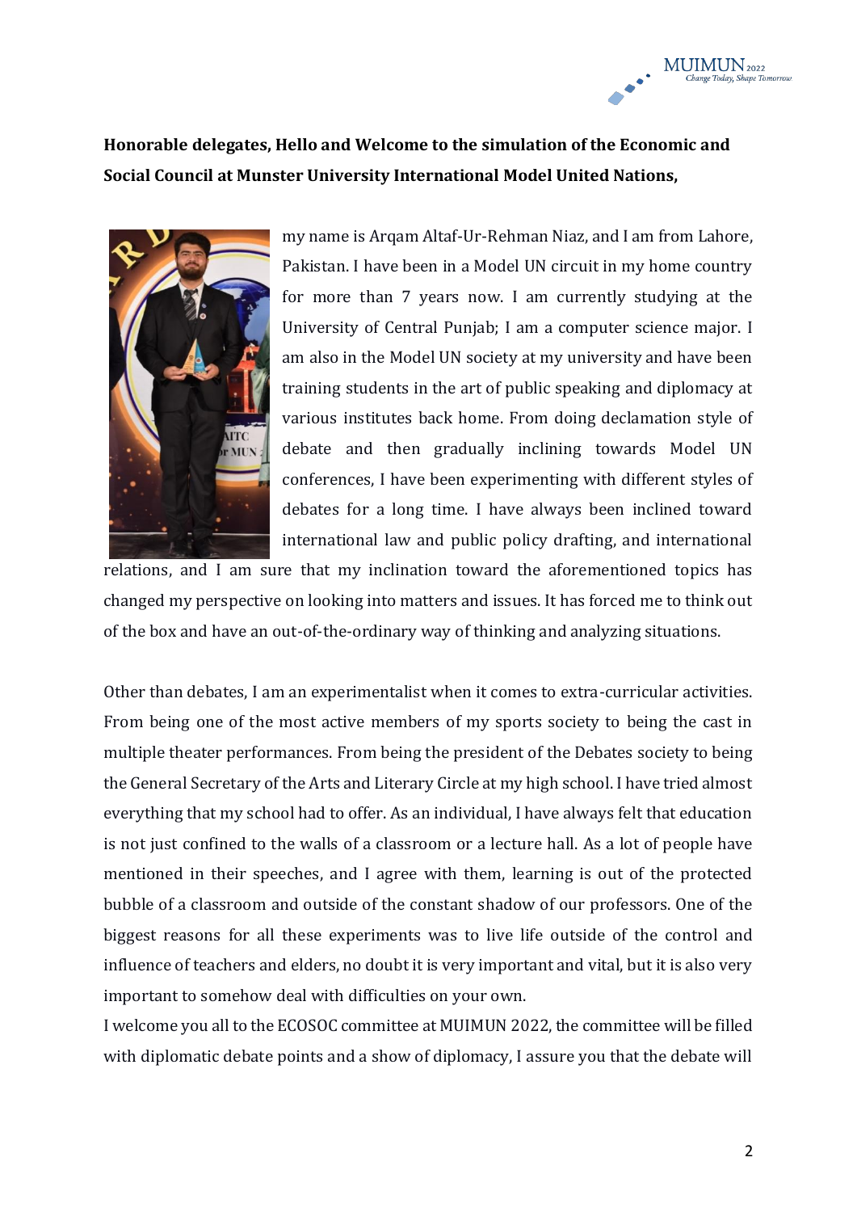**Honorable delegates, Hello and Welcome to the simulation of the Economic and Social Council at Munster University International Model United Nations,**

my name is Arqam Altaf-Ur-Rehman Niaz, and I am from Lahore, Pakistan. I have been in a Model UN circuit in my home country for more than 7 years now. I am currently studying at the University of Central Punjab; I am a computer science major. I am also in the Model UN society at my university and have been training students in the art of public speaking and diplomacy at various institutes back home. From doing declamation style of debate and then gradually inclining towards Model UN conferences, I have been experimenting with different styles of debates for a long time. I have always been inclined toward international law and public policy drafting, and international relations, and I am sure that my inclination toward the aforementioned topics has changed my perspective on looking into matters and issues. It has forced me to think out of the box and have an out-of-the-ordinary way of thinking and analyzing situations.

Other than debates, I am an experimentalist when it comes to extra-curricular activities. From being one of the most active members of my sports society to being the cast in multiple theater performances. From being the president of the Debates society to being the General Secretary of the Arts and Literary Circle at my high school. I have tried almost everything that my school had to offer. As an individual, I have always felt that education is not just confined to the walls of a classroom or a lecture hall. As a lot of people have mentioned in their speeches, and I agree with them, learning is out of the protected bubble of a classroom and outside of the constant shadow of our professors. One of the biggest reasons for all these experiments was to live life outside of the control and influence of teachers and elders, no doubt it is very important and vital, but it is also very important to somehow deal with difficulties on your own.

I welcome you all to the ECOSOC committee at MUIMUN 2022, the committee will be filled with diplomatic debate points and a show of diplomacy, I assure you that the debate will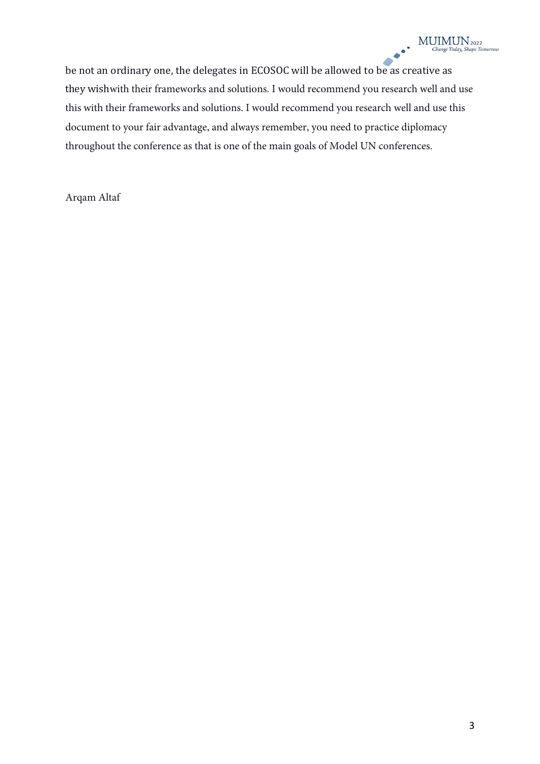be not an ordinary one, the delegates in ECOSOC will be allowed to be as creative as they wishwith their frameworks and solutions. I would recommend you research well and use this with their frameworks and solutions. I would recommend you research well and use this document to your fair advantage, and always remember, you need to practice diplomacy throughout the conference as that is one of the main goals of Model UN conferences.

Arqam Altaf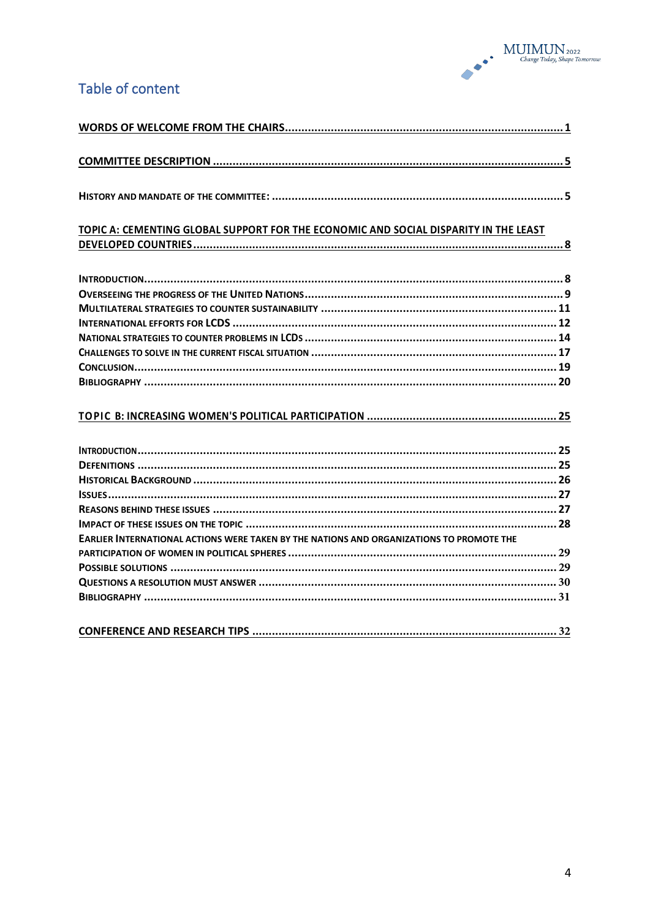# Table of content

**WORDS OF WELCOME FROM THE CHAIRS** .......... 1

**COMMITTEE DESCRIPTION** .......... 5

**HISTORY AND MANDATE OF THE COMMITTEE:** .......... 5

**TOPIC A: CEMENTING GLOBAL SUPPORT FOR THE ECONOMIC AND SOCIAL DISPARITY IN THE LEAST DEVELOPED COUNTRIES** .......... 8

**INTRODUCTION** .......... 8
**OVERSEEING THE PROGRESS OF THE UNITED NATIONS** .......... 9
**MULTILATERAL STRATEGIES TO COUNTER SUSTAINABILITY** .......... 11
**INTERNATIONAL EFFORTS FOR LCDS** .......... 12
**NATIONAL STRATEGIES TO COUNTER PROBLEMS IN LCDS** .......... 14
**CHALLENGES TO SOLVE IN THE CURRENT FISCAL SITUATION** .......... 17
**CONCLUSION** .......... 19
**BIBLIOGRAPHY** .......... 20

**TOPIC B: INCREASING WOMEN'S POLITICAL PARTICIPATION** .......... 25

**INTRODUCTION** .......... 25
**DEFENITIONS** .......... 25
**HISTORICAL BACKGROUND** .......... 26
**ISSUES** .......... 27
**REASONS BEHIND THESE ISSUES** .......... 27
**IMPACT OF THESE ISSUES ON THE TOPIC** .......... 28
**EARLIER INTERNATIONAL ACTIONS WERE TAKEN BY THE NATIONS AND ORGANIZATIONS TO PROMOTE THE PARTICIPATION OF WOMEN IN POLITICAL SPHERES** .......... 29
**POSSIBLE SOLUTIONS** .......... 29
**QUESTIONS A RESOLUTION MUST ANSWER** .......... 30
**BIBLIOGRAPHY** .......... 31

**CONFERENCE AND RESEARCH TIPS** .......... 32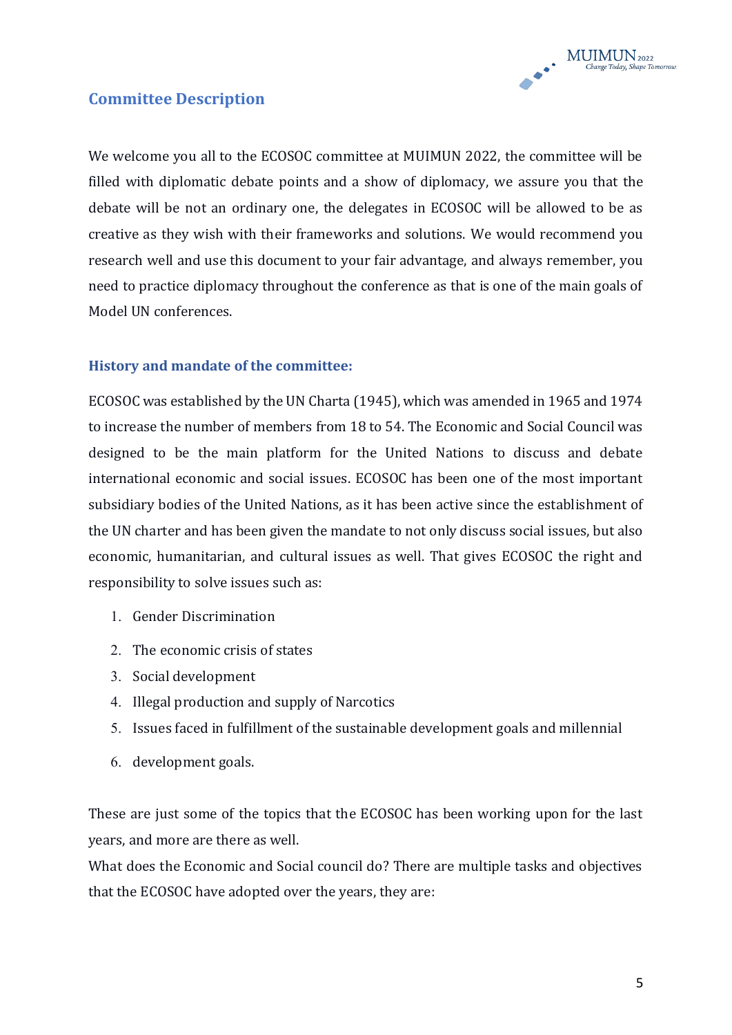## Committee Description

We welcome you all to the ECOSOC committee at MUIMUN 2022, the committee will be filled with diplomatic debate points and a show of diplomacy, we assure you that the debate will be not an ordinary one, the delegates in ECOSOC will be allowed to be as creative as they wish with their frameworks and solutions. We would recommend you research well and use this document to your fair advantage, and always remember, you need to practice diplomacy throughout the conference as that is one of the main goals of Model UN conferences.

### History and mandate of the committee:

ECOSOC was established by the UN Charta (1945), which was amended in 1965 and 1974 to increase the number of members from 18 to 54. The Economic and Social Council was designed to be the main platform for the United Nations to discuss and debate international economic and social issues. ECOSOC has been one of the most important subsidiary bodies of the United Nations, as it has been active since the establishment of the UN charter and has been given the mandate to not only discuss social issues, but also economic, humanitarian, and cultural issues as well. That gives ECOSOC the right and responsibility to solve issues such as:

1. Gender Discrimination
2. The economic crisis of states
3. Social development
4. Illegal production and supply of Narcotics
5. Issues faced in fulfillment of the sustainable development goals and millennial
6. development goals.

These are just some of the topics that the ECOSOC has been working upon for the last years, and more are there as well.

What does the Economic and Social council do? There are multiple tasks and objectives that the ECOSOC have adopted over the years, they are: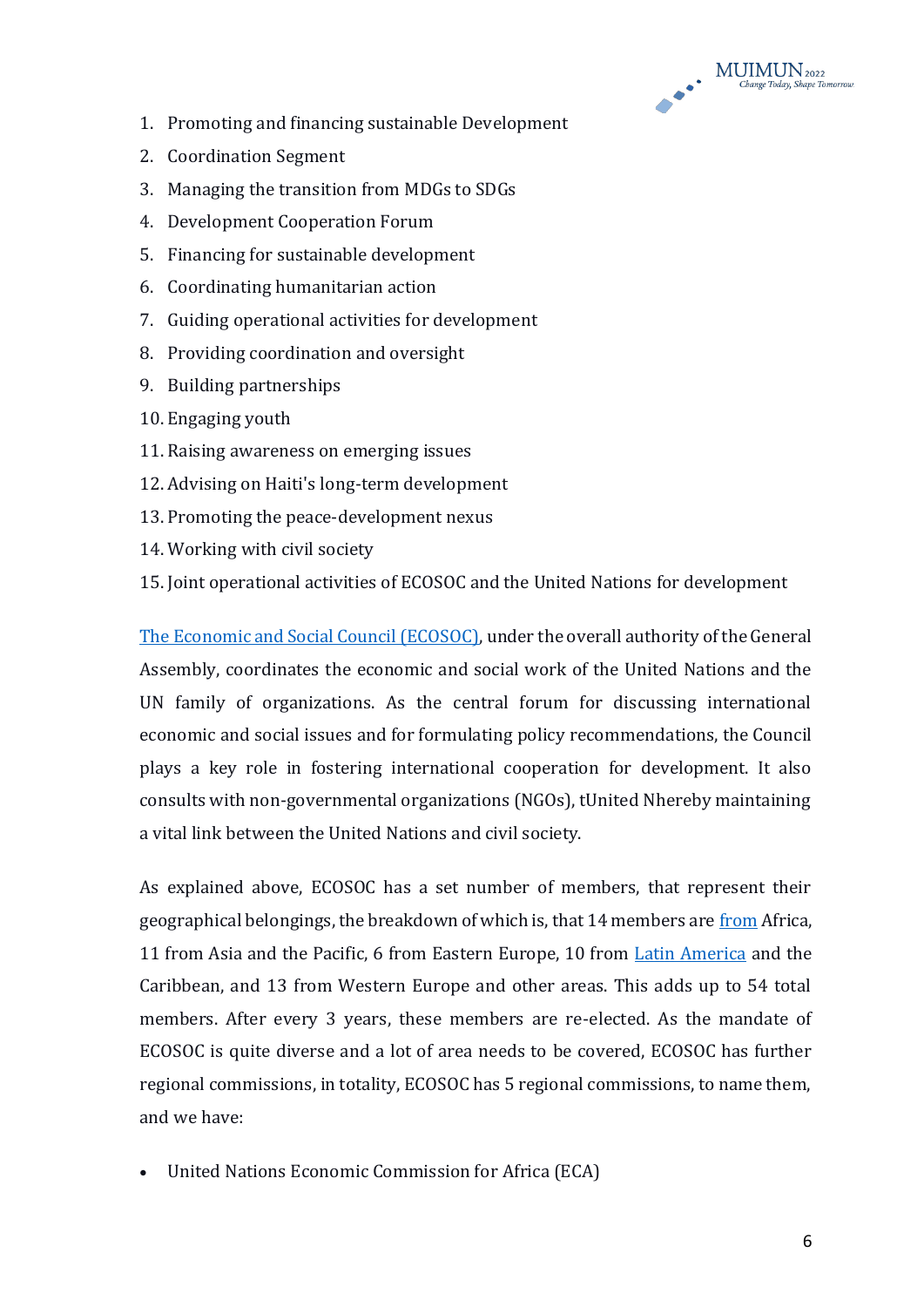1. Promoting and financing sustainable Development
2. Coordination Segment
3. Managing the transition from MDGs to SDGs
4. Development Cooperation Forum
5. Financing for sustainable development
6. Coordinating humanitarian action
7. Guiding operational activities for development
8. Providing coordination and oversight
9. Building partnerships
10. Engaging youth
11. Raising awareness on emerging issues
12. Advising on Haiti's long-term development
13. Promoting the peace-development nexus
14. Working with civil society
15. Joint operational activities of ECOSOC and the United Nations for development

The Economic and Social Council (ECOSOC), under the overall authority of the General Assembly, coordinates the economic and social work of the United Nations and the UN family of organizations. As the central forum for discussing international economic and social issues and for formulating policy recommendations, the Council plays a key role in fostering international cooperation for development. It also consults with non-governmental organizations (NGOs), tUnited Nhereby maintaining a vital link between the United Nations and civil society.

As explained above, ECOSOC has a set number of members, that represent their geographical belongings, the breakdown of which is, that 14 members are from Africa, 11 from Asia and the Pacific, 6 from Eastern Europe, 10 from Latin America and the Caribbean, and 13 from Western Europe and other areas. This adds up to 54 total members. After every 3 years, these members are re-elected. As the mandate of ECOSOC is quite diverse and a lot of area needs to be covered, ECOSOC has further regional commissions, in totality, ECOSOC has 5 regional commissions, to name them, and we have:

- United Nations Economic Commission for Africa (ECA)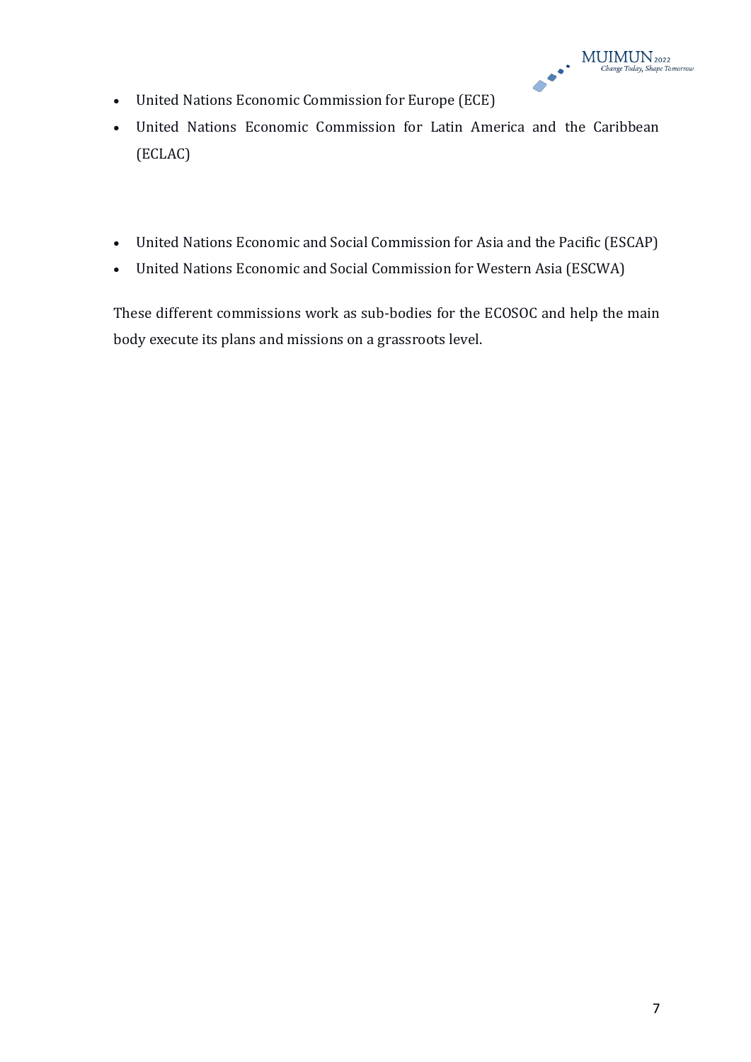- United Nations Economic Commission for Europe (ECE)
- United Nations Economic Commission for Latin America and the Caribbean (ECLAC)
- United Nations Economic and Social Commission for Asia and the Pacific (ESCAP)
- United Nations Economic and Social Commission for Western Asia (ESCWA)

These different commissions work as sub-bodies for the ECOSOC and help the main body execute its plans and missions on a grassroots level.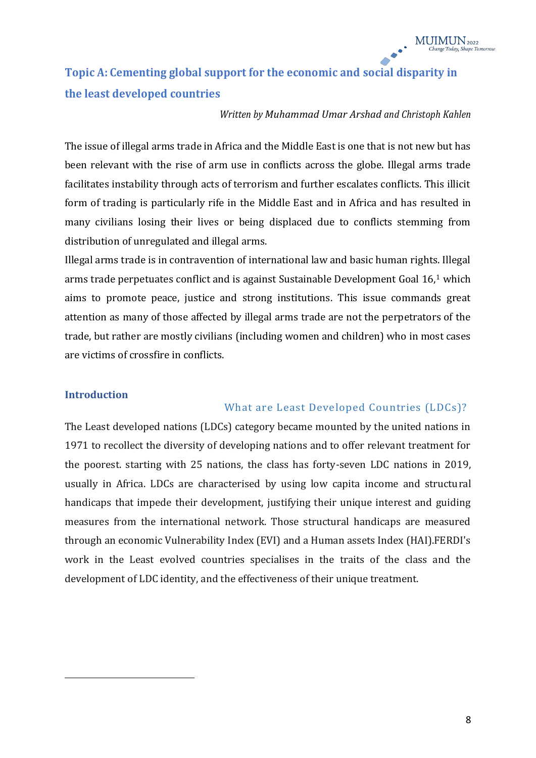## Topic A: Cementing global support for the economic and social disparity in the least developed countries

*Written by Muhammad Umar Arshad and Christoph Kahlen*

The issue of illegal arms trade in Africa and the Middle East is one that is not new but has been relevant with the rise of arm use in conflicts across the globe. Illegal arms trade facilitates instability through acts of terrorism and further escalates conflicts. This illicit form of trading is particularly rife in the Middle East and in Africa and has resulted in many civilians losing their lives or being displaced due to conflicts stemming from distribution of unregulated and illegal arms.

Illegal arms trade is in contravention of international law and basic human rights. Illegal arms trade perpetuates conflict and is against Sustainable Development Goal 16,[1] which aims to promote peace, justice and strong institutions. This issue commands great attention as many of those affected by illegal arms trade are not the perpetrators of the trade, but rather are mostly civilians (including women and children) who in most cases are victims of crossfire in conflicts.

### Introduction

#### What are Least Developed Countries (LDCs)?

The Least developed nations (LDCs) category became mounted by the united nations in 1971 to recollect the diversity of developing nations and to offer relevant treatment for the poorest. starting with 25 nations, the class has forty-seven LDC nations in 2019, usually in Africa. LDCs are characterised by using low capita income and structural handicaps that impede their development, justifying their unique interest and guiding measures from the international network. Those structural handicaps are measured through an economic Vulnerability Index (EVI) and a Human assets Index (HAI).FERDI's work in the Least evolved countries specialises in the traits of the class and the development of LDC identity, and the effectiveness of their unique treatment.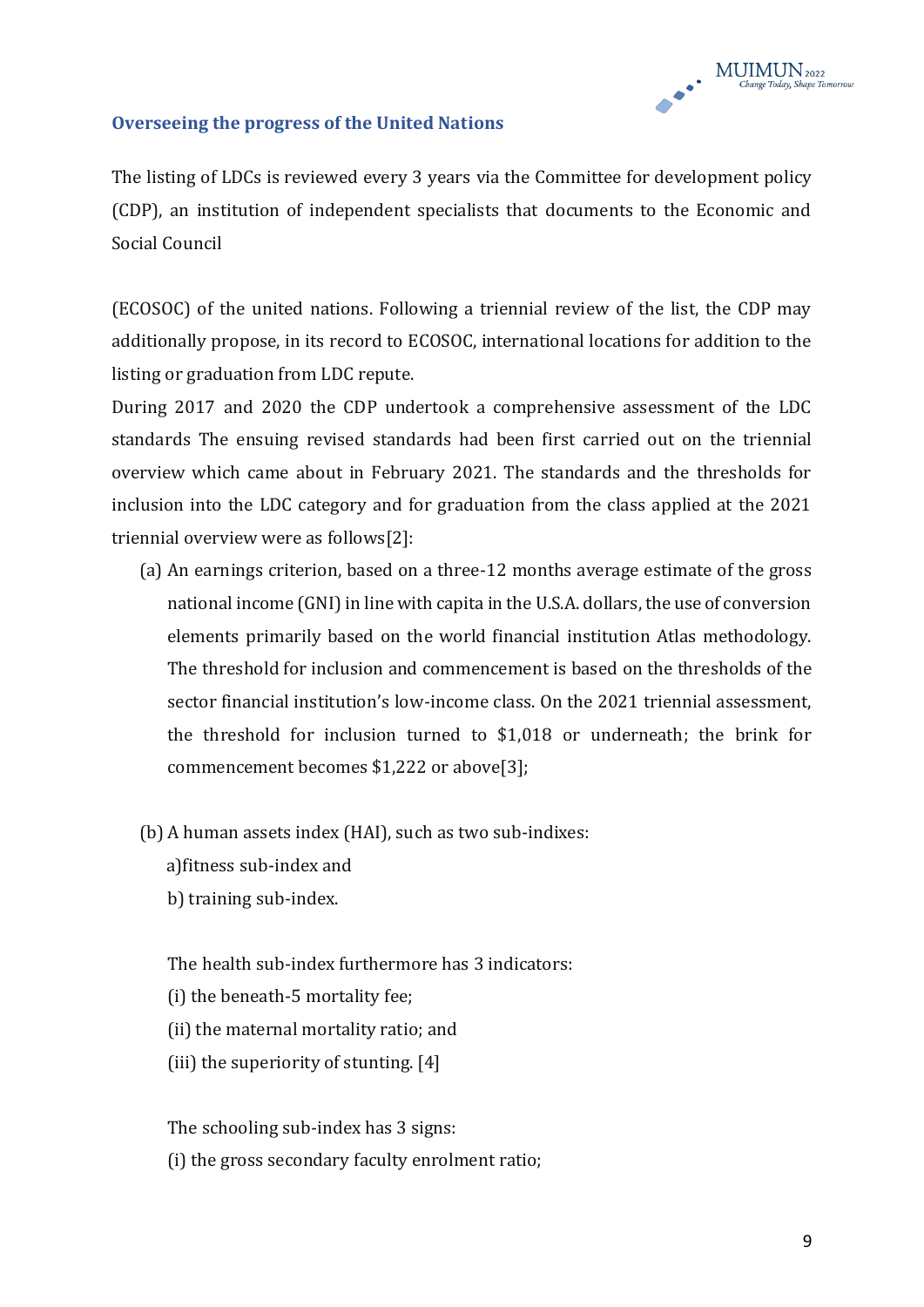### Overseeing the progress of the United Nations

The listing of LDCs is reviewed every 3 years via the Committee for development policy (CDP), an institution of independent specialists that documents to the Economic and Social Council

(ECOSOC) of the united nations. Following a triennial review of the list, the CDP may additionally propose, in its record to ECOSOC, international locations for addition to the listing or graduation from LDC repute.

During 2017 and 2020 the CDP undertook a comprehensive assessment of the LDC standards The ensuing revised standards had been first carried out on the triennial overview which came about in February 2021. The standards and the thresholds for inclusion into the LDC category and for graduation from the class applied at the 2021 triennial overview were as follows[2]:

(a) An earnings criterion, based on a three-12 months average estimate of the gross national income (GNI) in line with capita in the U.S.A. dollars, the use of conversion elements primarily based on the world financial institution Atlas methodology. The threshold for inclusion and commencement is based on the thresholds of the sector financial institution's low-income class. On the 2021 triennial assessment, the threshold for inclusion turned to $1,018 or underneath; the brink for commencement becomes $1,222 or above[3];

(b) A human assets index (HAI), such as two sub-indixes:

a)fitness sub-index and

b) training sub-index.

The health sub-index furthermore has 3 indicators:

(i) the beneath-5 mortality fee;

(ii) the maternal mortality ratio; and

(iii) the superiority of stunting. [4]

The schooling sub-index has 3 signs:

(i) the gross secondary faculty enrolment ratio;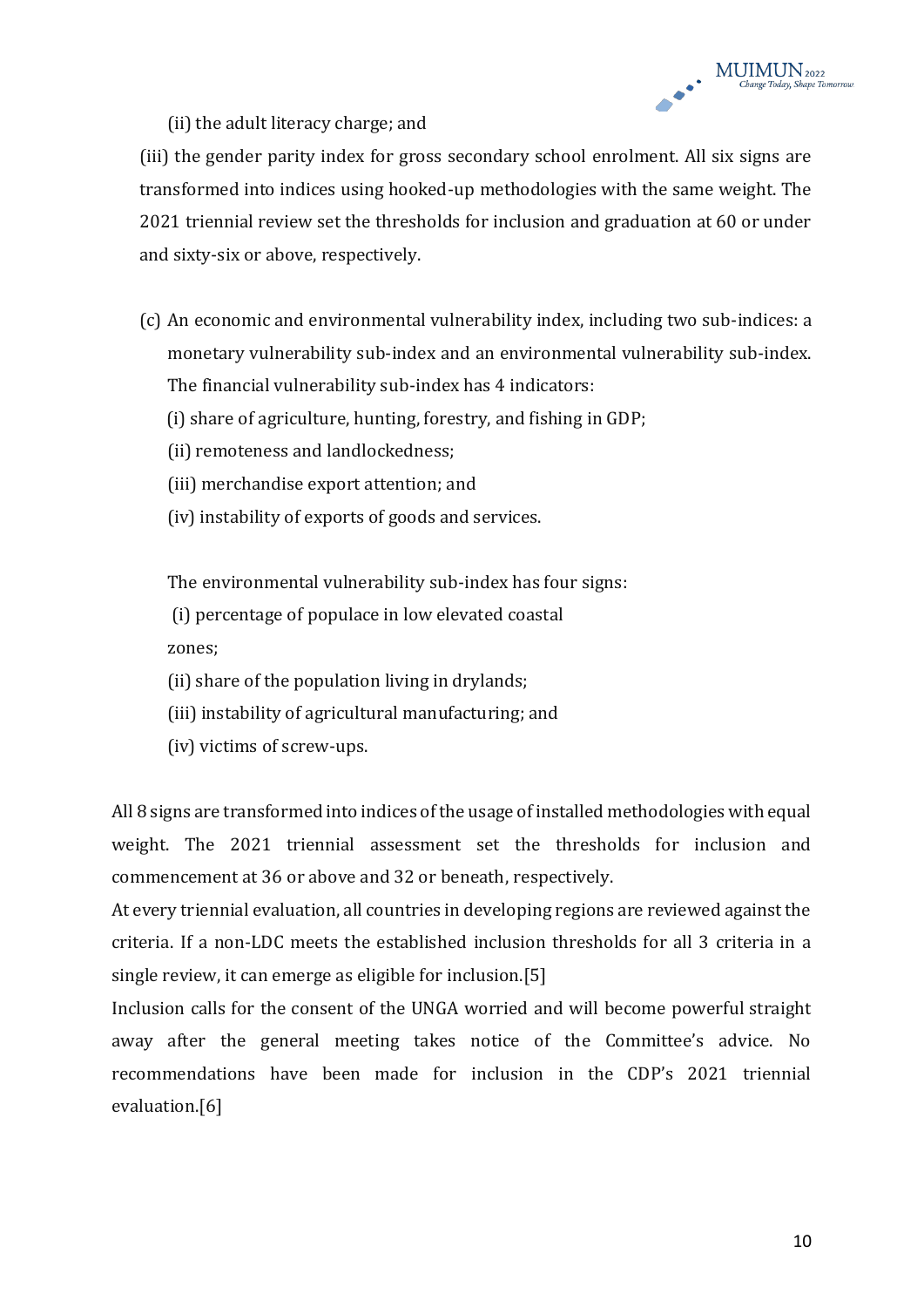(ii) the adult literacy charge; and

(iii) the gender parity index for gross secondary school enrolment. All six signs are transformed into indices using hooked-up methodologies with the same weight. The 2021 triennial review set the thresholds for inclusion and graduation at 60 or under and sixty-six or above, respectively.

(c) An economic and environmental vulnerability index, including two sub-indices: a monetary vulnerability sub-index and an environmental vulnerability sub-index. The financial vulnerability sub-index has 4 indicators:

(i) share of agriculture, hunting, forestry, and fishing in GDP;

(ii) remoteness and landlockedness;

(iii) merchandise export attention; and

(iv) instability of exports of goods and services.

The environmental vulnerability sub-index has four signs:

(i) percentage of populace in low elevated coastal zones;

(ii) share of the population living in drylands;

(iii) instability of agricultural manufacturing; and

(iv) victims of screw-ups.

All 8 signs are transformed into indices of the usage of installed methodologies with equal weight. The 2021 triennial assessment set the thresholds for inclusion and commencement at 36 or above and 32 or beneath, respectively.

At every triennial evaluation, all countries in developing regions are reviewed against the criteria. If a non-LDC meets the established inclusion thresholds for all 3 criteria in a single review, it can emerge as eligible for inclusion.[5]

Inclusion calls for the consent of the UNGA worried and will become powerful straight away after the general meeting takes notice of the Committee's advice. No recommendations have been made for inclusion in the CDP's 2021 triennial evaluation.[6]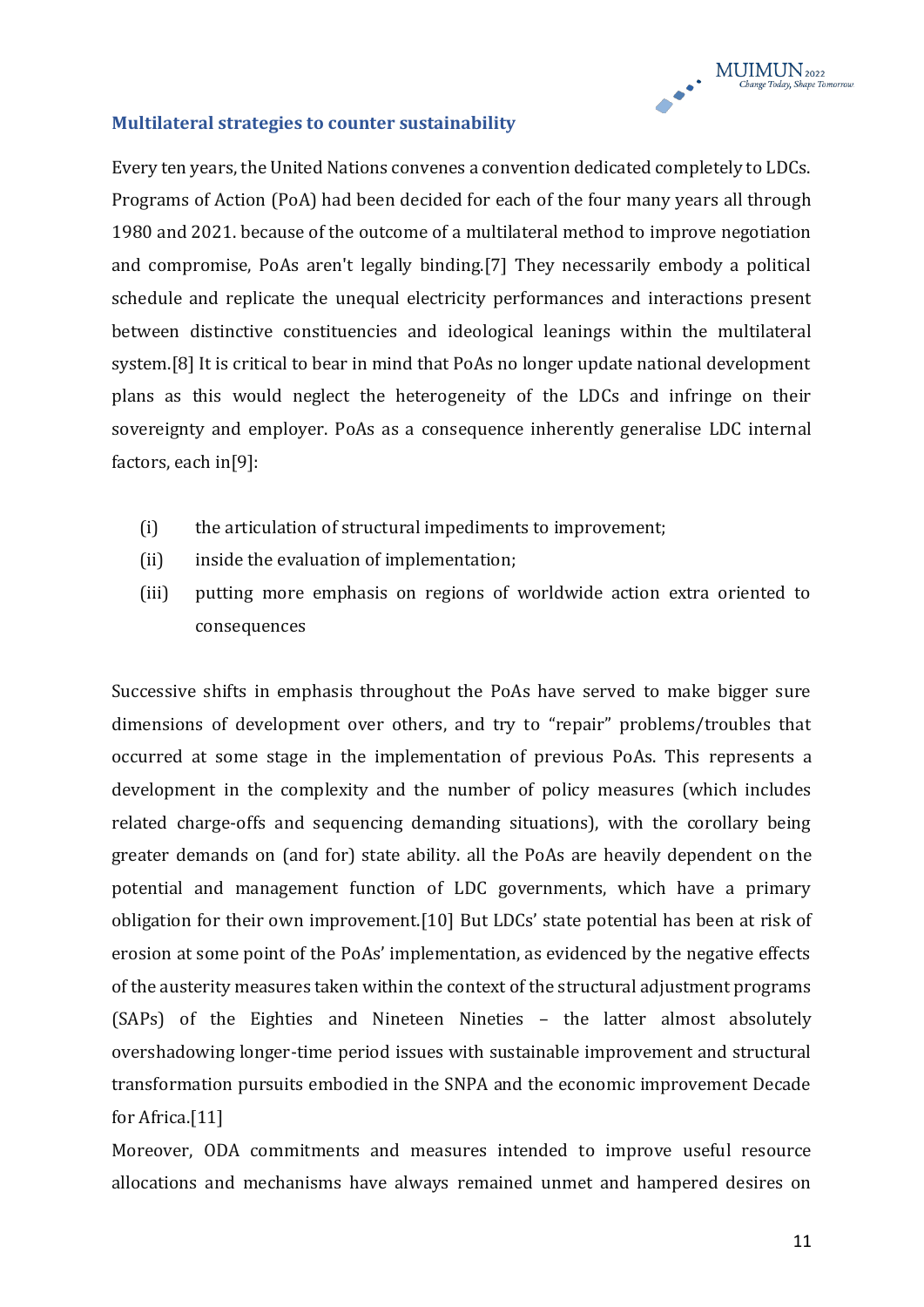### Multilateral strategies to counter sustainability

Every ten years, the United Nations convenes a convention dedicated completely to LDCs. Programs of Action (PoA) had been decided for each of the four many years all through 1980 and 2021. because of the outcome of a multilateral method to improve negotiation and compromise, PoAs aren't legally binding.[7] They necessarily embody a political schedule and replicate the unequal electricity performances and interactions present between distinctive constituencies and ideological leanings within the multilateral system.[8] It is critical to bear in mind that PoAs no longer update national development plans as this would neglect the heterogeneity of the LDCs and infringe on their sovereignty and employer. PoAs as a consequence inherently generalise LDC internal factors, each in[9]:

(i) the articulation of structural impediments to improvement;

(ii) inside the evaluation of implementation;

(iii) putting more emphasis on regions of worldwide action extra oriented to consequences

Successive shifts in emphasis throughout the PoAs have served to make bigger sure dimensions of development over others, and try to "repair" problems/troubles that occurred at some stage in the implementation of previous PoAs. This represents a development in the complexity and the number of policy measures (which includes related charge-offs and sequencing demanding situations), with the corollary being greater demands on (and for) state ability. all the PoAs are heavily dependent on the potential and management function of LDC governments, which have a primary obligation for their own improvement.[10] But LDCs' state potential has been at risk of erosion at some point of the PoAs' implementation, as evidenced by the negative effects of the austerity measures taken within the context of the structural adjustment programs (SAPs) of the Eighties and Nineteen Nineties – the latter almost absolutely overshadowing longer-time period issues with sustainable improvement and structural transformation pursuits embodied in the SNPA and the economic improvement Decade for Africa.[11]

Moreover, ODA commitments and measures intended to improve useful resource allocations and mechanisms have always remained unmet and hampered desires on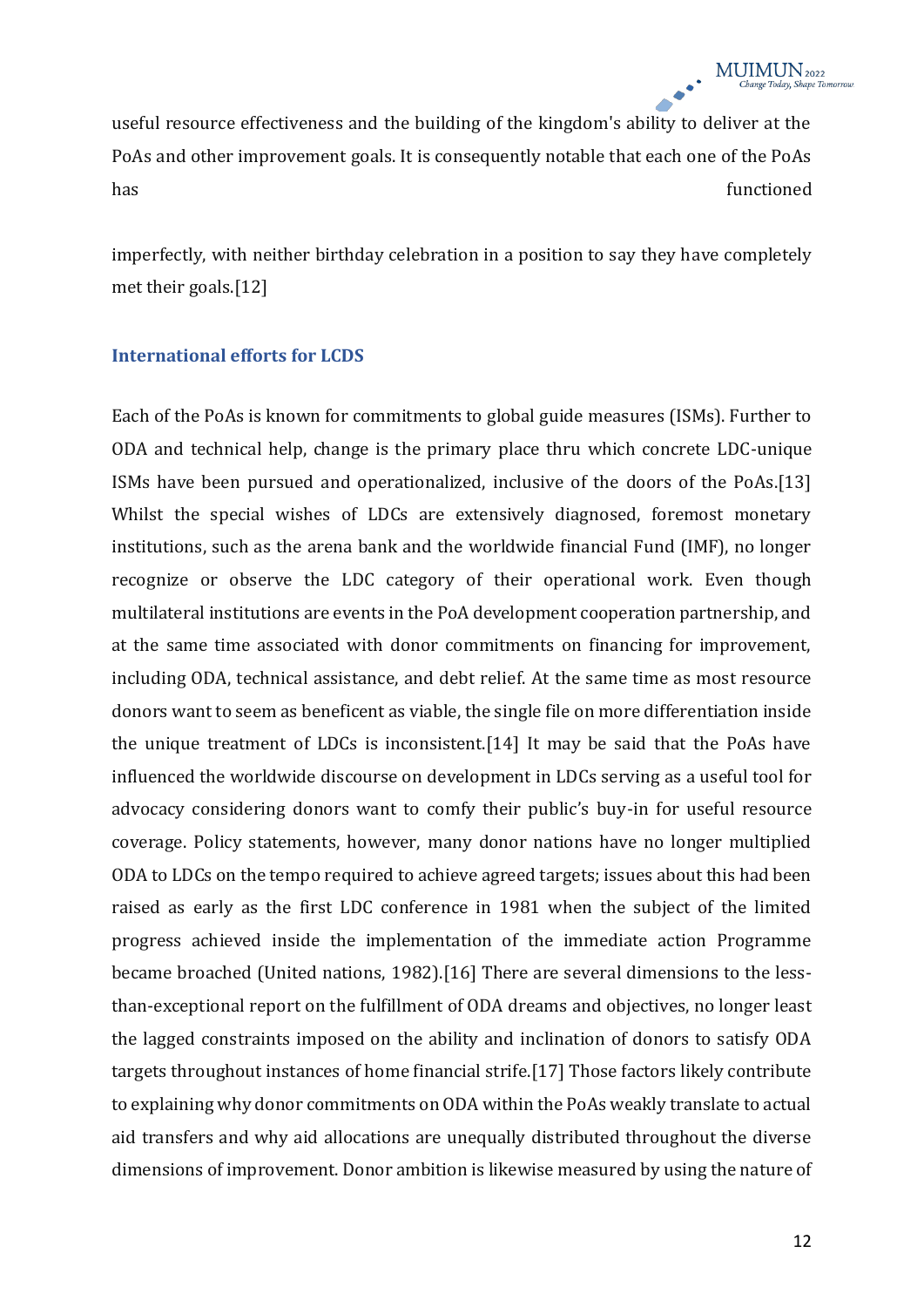useful resource effectiveness and the building of the kingdom's ability to deliver at the PoAs and other improvement goals. It is consequently notable that each one of the PoAs has functioned

imperfectly, with neither birthday celebration in a position to say they have completely met their goals.[12]

### International efforts for LCDS

Each of the PoAs is known for commitments to global guide measures (ISMs). Further to ODA and technical help, change is the primary place thru which concrete LDC-unique ISMs have been pursued and operationalized, inclusive of the doors of the PoAs.[13] Whilst the special wishes of LDCs are extensively diagnosed, foremost monetary institutions, such as the arena bank and the worldwide financial Fund (IMF), no longer recognize or observe the LDC category of their operational work. Even though multilateral institutions are events in the PoA development cooperation partnership, and at the same time associated with donor commitments on financing for improvement, including ODA, technical assistance, and debt relief. At the same time as most resource donors want to seem as beneficent as viable, the single file on more differentiation inside the unique treatment of LDCs is inconsistent.[14] It may be said that the PoAs have influenced the worldwide discourse on development in LDCs serving as a useful tool for advocacy considering donors want to comfy their public's buy-in for useful resource coverage. Policy statements, however, many donor nations have no longer multiplied ODA to LDCs on the tempo required to achieve agreed targets; issues about this had been raised as early as the first LDC conference in 1981 when the subject of the limited progress achieved inside the implementation of the immediate action Programme became broached (United nations, 1982).[16] There are several dimensions to the less-than-exceptional report on the fulfillment of ODA dreams and objectives, no longer least the lagged constraints imposed on the ability and inclination of donors to satisfy ODA targets throughout instances of home financial strife.[17] Those factors likely contribute to explaining why donor commitments on ODA within the PoAs weakly translate to actual aid transfers and why aid allocations are unequally distributed throughout the diverse dimensions of improvement. Donor ambition is likewise measured by using the nature of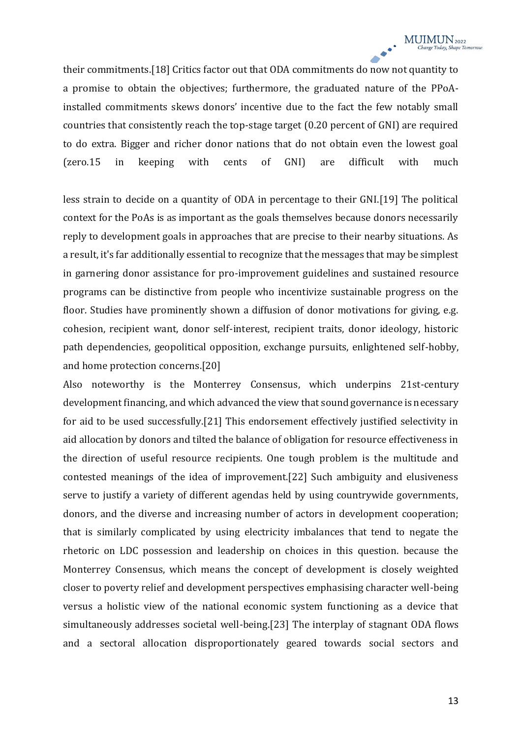their commitments.[18] Critics factor out that ODA commitments do now not quantity to a promise to obtain the objectives; furthermore, the graduated nature of the PPoA-installed commitments skews donors' incentive due to the fact the few notably small countries that consistently reach the top-stage target (0.20 percent of GNI) are required to do extra. Bigger and richer donor nations that do not obtain even the lowest goal (zero.15 in keeping with cents of GNI) are difficult with much

less strain to decide on a quantity of ODA in percentage to their GNI.[19] The political context for the PoAs is as important as the goals themselves because donors necessarily reply to development goals in approaches that are precise to their nearby situations. As a result, it's far additionally essential to recognize that the messages that may be simplest in garnering donor assistance for pro-improvement guidelines and sustained resource programs can be distinctive from people who incentivize sustainable progress on the floor. Studies have prominently shown a diffusion of donor motivations for giving, e.g. cohesion, recipient want, donor self-interest, recipient traits, donor ideology, historic path dependencies, geopolitical opposition, exchange pursuits, enlightened self-hobby, and home protection concerns.[20]

Also noteworthy is the Monterrey Consensus, which underpins 21st-century development financing, and which advanced the view that sound governance is necessary for aid to be used successfully.[21] This endorsement effectively justified selectivity in aid allocation by donors and tilted the balance of obligation for resource effectiveness in the direction of useful resource recipients. One tough problem is the multitude and contested meanings of the idea of improvement.[22] Such ambiguity and elusiveness serve to justify a variety of different agendas held by using countrywide governments, donors, and the diverse and increasing number of actors in development cooperation; that is similarly complicated by using electricity imbalances that tend to negate the rhetoric on LDC possession and leadership on choices in this question. because the Monterrey Consensus, which means the concept of development is closely weighted closer to poverty relief and development perspectives emphasising character well-being versus a holistic view of the national economic system functioning as a device that simultaneously addresses societal well-being.[23] The interplay of stagnant ODA flows and a sectoral allocation disproportionately geared towards social sectors and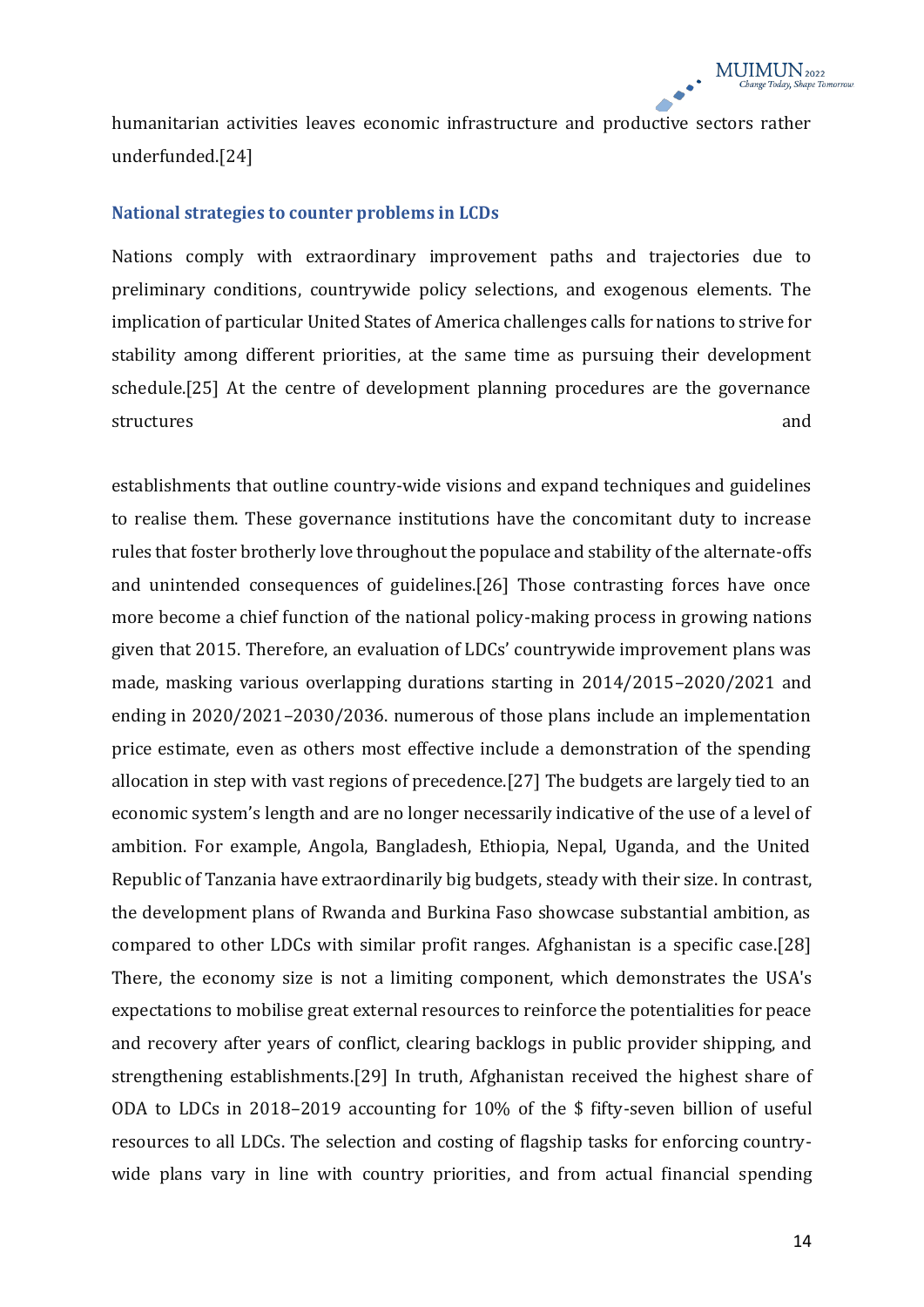humanitarian activities leaves economic infrastructure and productive sectors rather underfunded.[24]

### National strategies to counter problems in LCDs

Nations comply with extraordinary improvement paths and trajectories due to preliminary conditions, countrywide policy selections, and exogenous elements. The implication of particular United States of America challenges calls for nations to strive for stability among different priorities, at the same time as pursuing their development schedule.[25] At the centre of development planning procedures are the governance structures and establishments that outline country-wide visions and expand techniques and guidelines to realise them. These governance institutions have the concomitant duty to increase rules that foster brotherly love throughout the populace and stability of the alternate-offs and unintended consequences of guidelines.[26] Those contrasting forces have once more become a chief function of the national policy-making process in growing nations given that 2015. Therefore, an evaluation of LDCs' countrywide improvement plans was made, masking various overlapping durations starting in 2014/2015–2020/2021 and ending in 2020/2021–2030/2036. numerous of those plans include an implementation price estimate, even as others most effective include a demonstration of the spending allocation in step with vast regions of precedence.[27] The budgets are largely tied to an economic system's length and are no longer necessarily indicative of the use of a level of ambition. For example, Angola, Bangladesh, Ethiopia, Nepal, Uganda, and the United Republic of Tanzania have extraordinarily big budgets, steady with their size. In contrast, the development plans of Rwanda and Burkina Faso showcase substantial ambition, as compared to other LDCs with similar profit ranges. Afghanistan is a specific case.[28] There, the economy size is not a limiting component, which demonstrates the USA's expectations to mobilise great external resources to reinforce the potentialities for peace and recovery after years of conflict, clearing backlogs in public provider shipping, and strengthening establishments.[29] In truth, Afghanistan received the highest share of ODA to LDCs in 2018–2019 accounting for 10% of the $ fifty-seven billion of useful resources to all LDCs. The selection and costing of flagship tasks for enforcing country-wide plans vary in line with country priorities, and from actual financial spending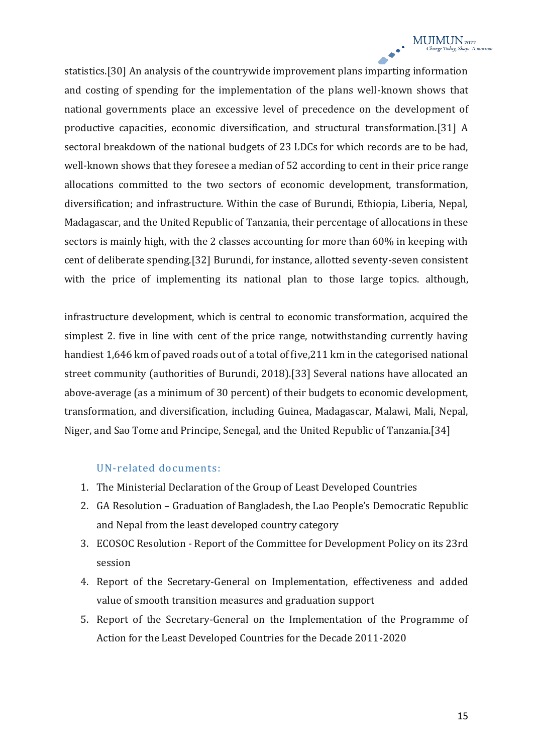statistics.[30] An analysis of the countrywide improvement plans imparting information and costing of spending for the implementation of the plans well-known shows that national governments place an excessive level of precedence on the development of productive capacities, economic diversification, and structural transformation.[31] A sectoral breakdown of the national budgets of 23 LDCs for which records are to be had, well-known shows that they foresee a median of 52 according to cent in their price range allocations committed to the two sectors of economic development, transformation, diversification; and infrastructure. Within the case of Burundi, Ethiopia, Liberia, Nepal, Madagascar, and the United Republic of Tanzania, their percentage of allocations in these sectors is mainly high, with the 2 classes accounting for more than 60% in keeping with cent of deliberate spending.[32] Burundi, for instance, allotted seventy-seven consistent with the price of implementing its national plan to those large topics. although,

infrastructure development, which is central to economic transformation, acquired the simplest 2. five in line with cent of the price range, notwithstanding currently having handiest 1,646 km of paved roads out of a total of five,211 km in the categorised national street community (authorities of Burundi, 2018).[33] Several nations have allocated an above-average (as a minimum of 30 percent) of their budgets to economic development, transformation, and diversification, including Guinea, Madagascar, Malawi, Mali, Nepal, Niger, and Sao Tome and Principe, Senegal, and the United Republic of Tanzania.[34]

### UN-related documents:

1. The Ministerial Declaration of the Group of Least Developed Countries
2. GA Resolution – Graduation of Bangladesh, the Lao People's Democratic Republic and Nepal from the least developed country category
3. ECOSOC Resolution - Report of the Committee for Development Policy on its 23rd session
4. Report of the Secretary-General on Implementation, effectiveness and added value of smooth transition measures and graduation support
5. Report of the Secretary-General on the Implementation of the Programme of Action for the Least Developed Countries for the Decade 2011-2020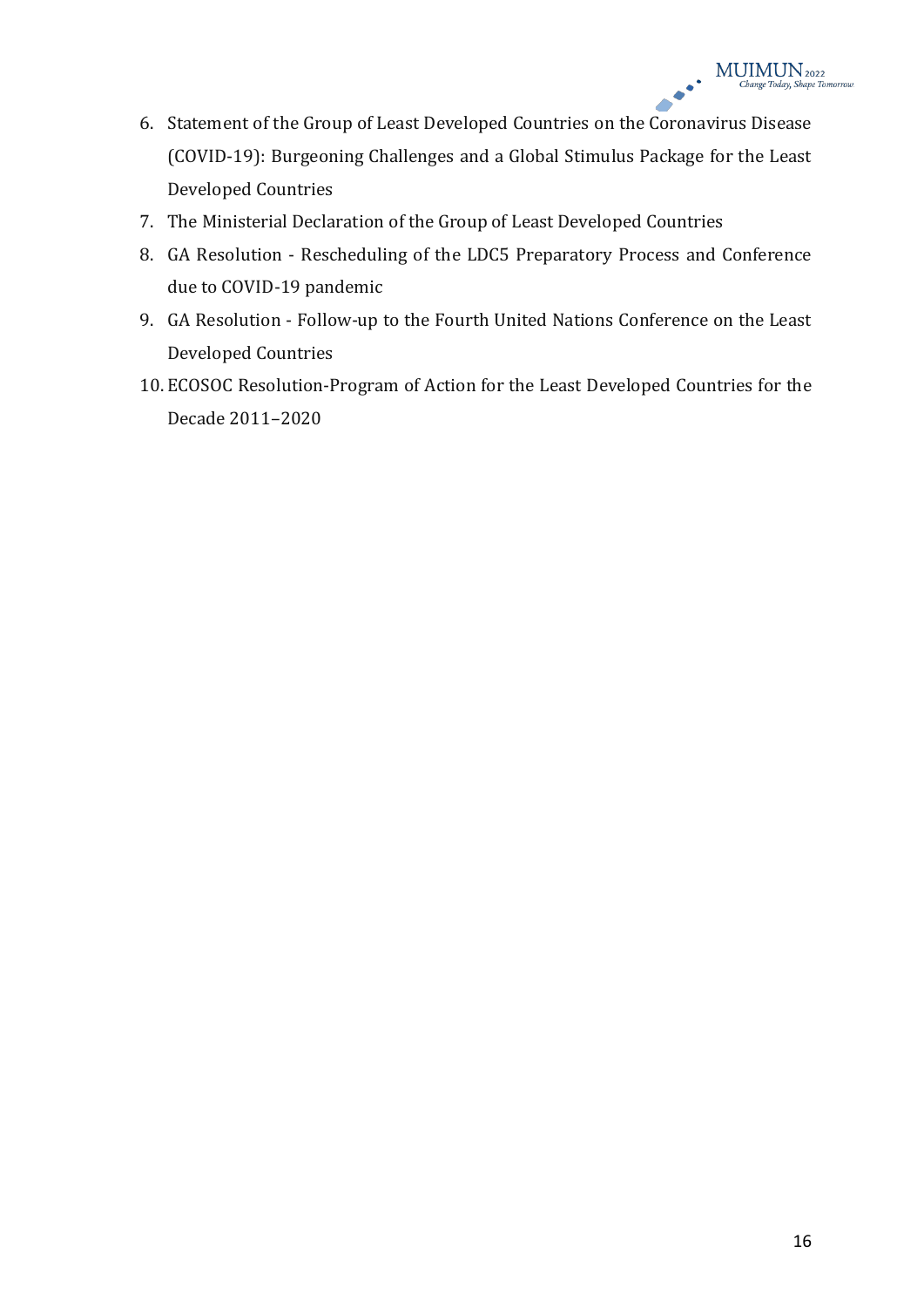6. Statement of the Group of Least Developed Countries on the Coronavirus Disease (COVID-19): Burgeoning Challenges and a Global Stimulus Package for the Least Developed Countries
7. The Ministerial Declaration of the Group of Least Developed Countries
8. GA Resolution - Rescheduling of the LDC5 Preparatory Process and Conference due to COVID-19 pandemic
9. GA Resolution - Follow-up to the Fourth United Nations Conference on the Least Developed Countries
10. ECOSOC Resolution-Program of Action for the Least Developed Countries for the Decade 2011–2020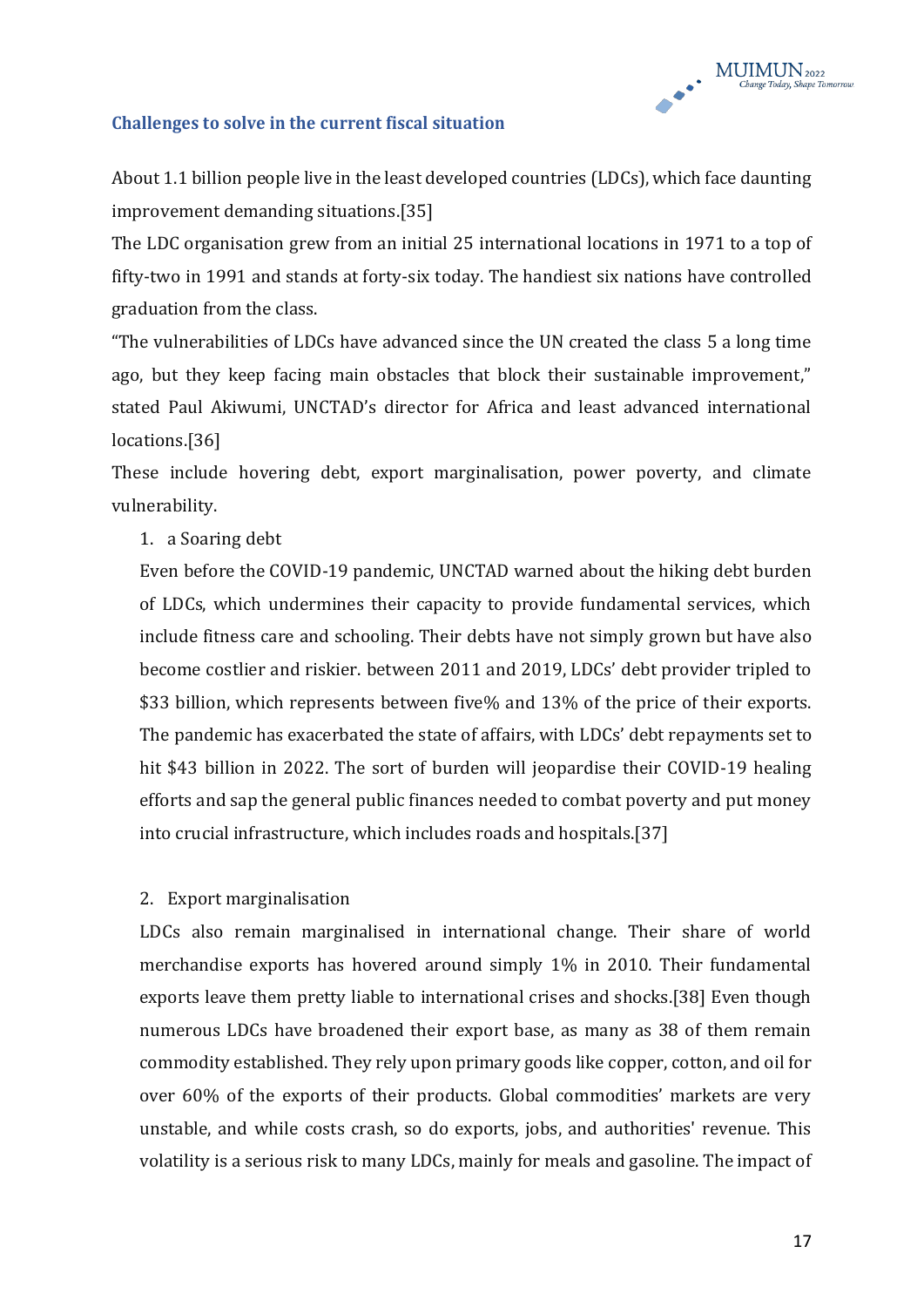### Challenges to solve in the current fiscal situation

About 1.1 billion people live in the least developed countries (LDCs), which face daunting improvement demanding situations.[35]

The LDC organisation grew from an initial 25 international locations in 1971 to a top of fifty-two in 1991 and stands at forty-six today. The handiest six nations have controlled graduation from the class.

"The vulnerabilities of LDCs have advanced since the UN created the class 5 a long time ago, but they keep facing main obstacles that block their sustainable improvement," stated Paul Akiwumi, UNCTAD's director for Africa and least advanced international locations.[36]

These include hovering debt, export marginalisation, power poverty, and climate vulnerability.

1. a Soaring debt

   Even before the COVID-19 pandemic, UNCTAD warned about the hiking debt burden of LDCs, which undermines their capacity to provide fundamental services, which include fitness care and schooling. Their debts have not simply grown but have also become costlier and riskier. between 2011 and 2019, LDCs' debt provider tripled to $33 billion, which represents between five% and 13% of the price of their exports. The pandemic has exacerbated the state of affairs, with LDCs' debt repayments set to hit $43 billion in 2022. The sort of burden will jeopardise their COVID-19 healing efforts and sap the general public finances needed to combat poverty and put money into crucial infrastructure, which includes roads and hospitals.[37]

2. Export marginalisation

   LDCs also remain marginalised in international change. Their share of world merchandise exports has hovered around simply 1% in 2010. Their fundamental exports leave them pretty liable to international crises and shocks.[38] Even though numerous LDCs have broadened their export base, as many as 38 of them remain commodity established. They rely upon primary goods like copper, cotton, and oil for over 60% of the exports of their products. Global commodities' markets are very unstable, and while costs crash, so do exports, jobs, and authorities' revenue. This volatility is a serious risk to many LDCs, mainly for meals and gasoline. The impact of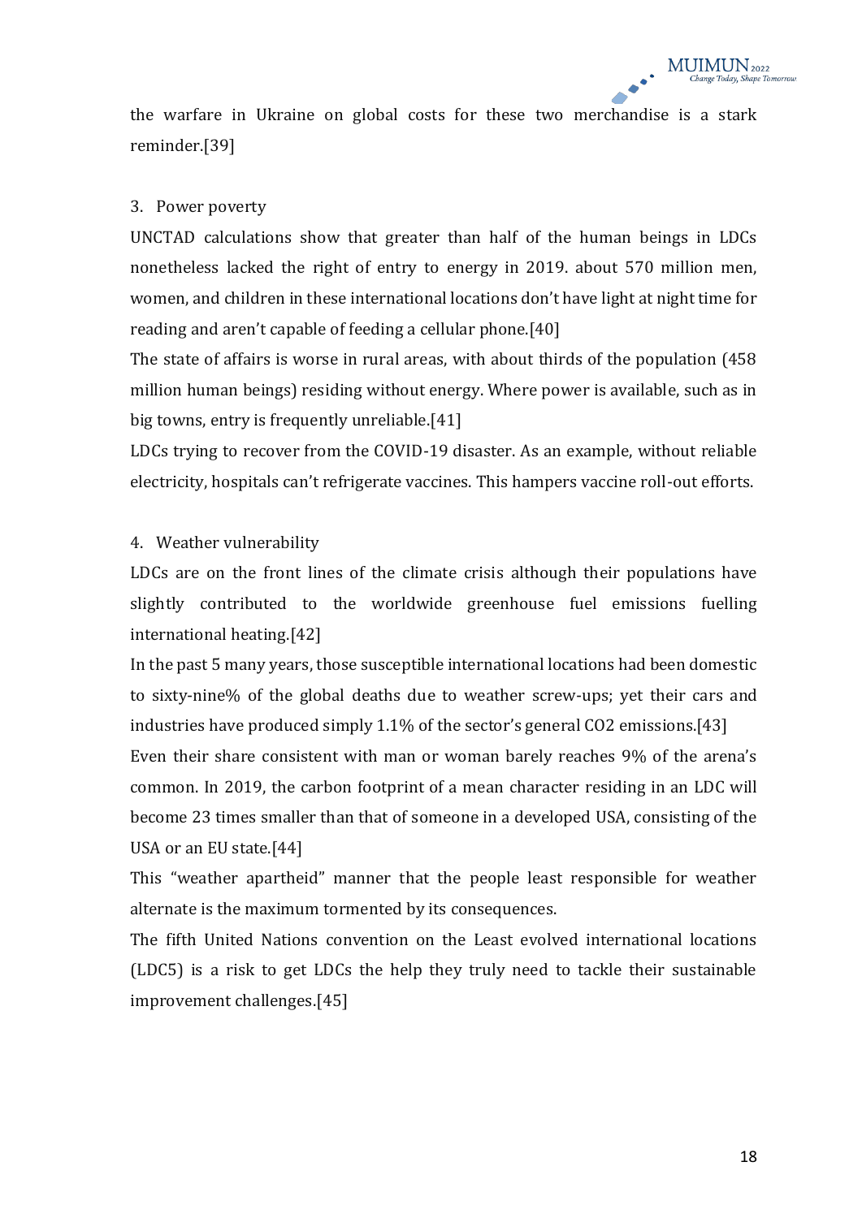the warfare in Ukraine on global costs for these two merchandise is a stark reminder.[39]

3. Power poverty

UNCTAD calculations show that greater than half of the human beings in LDCs nonetheless lacked the right of entry to energy in 2019. about 570 million men, women, and children in these international locations don't have light at night time for reading and aren't capable of feeding a cellular phone.[40]

The state of affairs is worse in rural areas, with about thirds of the population (458 million human beings) residing without energy. Where power is available, such as in big towns, entry is frequently unreliable.[41]

LDCs trying to recover from the COVID-19 disaster. As an example, without reliable electricity, hospitals can't refrigerate vaccines. This hampers vaccine roll-out efforts.

4. Weather vulnerability

LDCs are on the front lines of the climate crisis although their populations have slightly contributed to the worldwide greenhouse fuel emissions fuelling international heating.[42]

In the past 5 many years, those susceptible international locations had been domestic to sixty-nine% of the global deaths due to weather screw-ups; yet their cars and industries have produced simply 1.1% of the sector's general CO2 emissions.[43]

Even their share consistent with man or woman barely reaches 9% of the arena's common. In 2019, the carbon footprint of a mean character residing in an LDC will become 23 times smaller than that of someone in a developed USA, consisting of the USA or an EU state.[44]

This "weather apartheid" manner that the people least responsible for weather alternate is the maximum tormented by its consequences.

The fifth United Nations convention on the Least evolved international locations (LDC5) is a risk to get LDCs the help they truly need to tackle their sustainable improvement challenges.[45]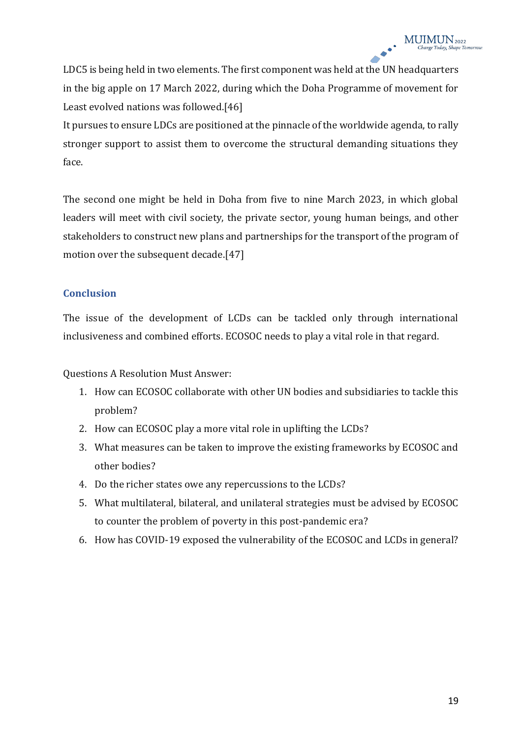LDC5 is being held in two elements. The first component was held at the UN headquarters in the big apple on 17 March 2022, during which the Doha Programme of movement for Least evolved nations was followed.[46]

It pursues to ensure LDCs are positioned at the pinnacle of the worldwide agenda, to rally stronger support to assist them to overcome the structural demanding situations they face.

The second one might be held in Doha from five to nine March 2023, in which global leaders will meet with civil society, the private sector, young human beings, and other stakeholders to construct new plans and partnerships for the transport of the program of motion over the subsequent decade.[47]

## Conclusion

The issue of the development of LCDs can be tackled only through international inclusiveness and combined efforts. ECOSOC needs to play a vital role in that regard.

Questions A Resolution Must Answer:

1. How can ECOSOC collaborate with other UN bodies and subsidiaries to tackle this problem?
2. How can ECOSOC play a more vital role in uplifting the LCDs?
3. What measures can be taken to improve the existing frameworks by ECOSOC and other bodies?
4. Do the richer states owe any repercussions to the LCDs?
5. What multilateral, bilateral, and unilateral strategies must be advised by ECOSOC to counter the problem of poverty in this post-pandemic era?
6. How has COVID-19 exposed the vulnerability of the ECOSOC and LCDs in general?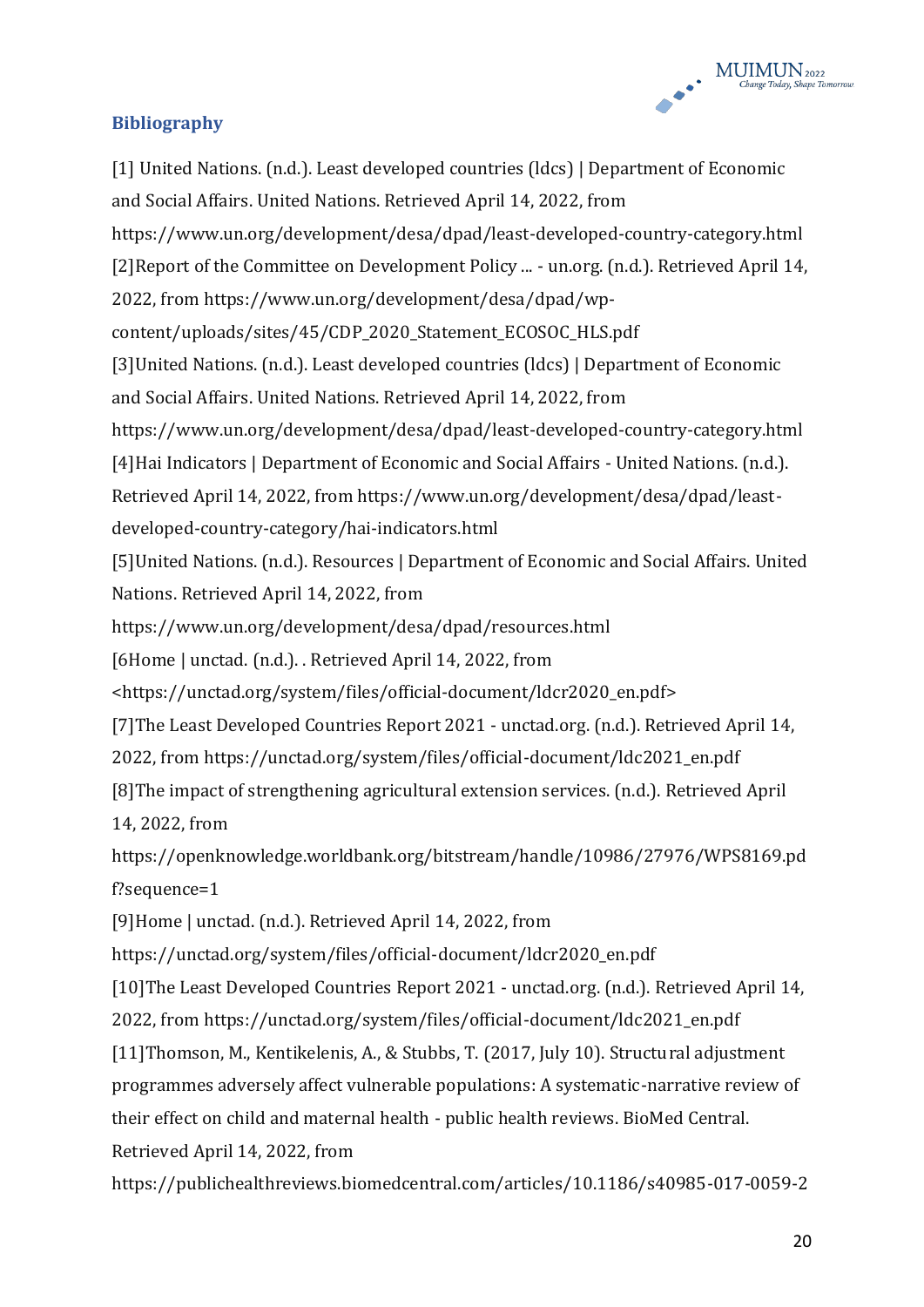## Bibliography

[1] United Nations. (n.d.). Least developed countries (ldcs) | Department of Economic and Social Affairs. United Nations. Retrieved April 14, 2022, from https://www.un.org/development/desa/dpad/least-developed-country-category.html

[2]Report of the Committee on Development Policy ... - un.org. (n.d.). Retrieved April 14, 2022, from https://www.un.org/development/desa/dpad/wp-content/uploads/sites/45/CDP_2020_Statement_ECOSOC_HLS.pdf

[3]United Nations. (n.d.). Least developed countries (ldcs) | Department of Economic and Social Affairs. United Nations. Retrieved April 14, 2022, from https://www.un.org/development/desa/dpad/least-developed-country-category.html

[4]Hai Indicators | Department of Economic and Social Affairs - United Nations. (n.d.). Retrieved April 14, 2022, from https://www.un.org/development/desa/dpad/least-developed-country-category/hai-indicators.html

[5]United Nations. (n.d.). Resources | Department of Economic and Social Affairs. United Nations. Retrieved April 14, 2022, from https://www.un.org/development/desa/dpad/resources.html

[6Home | unctad. (n.d.). . Retrieved April 14, 2022, from <https://unctad.org/system/files/official-document/ldcr2020_en.pdf>

[7]The Least Developed Countries Report 2021 - unctad.org. (n.d.). Retrieved April 14, 2022, from https://unctad.org/system/files/official-document/ldc2021_en.pdf

[8]The impact of strengthening agricultural extension services. (n.d.). Retrieved April 14, 2022, from https://openknowledge.worldbank.org/bitstream/handle/10986/27976/WPS8169.pdf?sequence=1

[9]Home | unctad. (n.d.). Retrieved April 14, 2022, from https://unctad.org/system/files/official-document/ldcr2020_en.pdf

[10]The Least Developed Countries Report 2021 - unctad.org. (n.d.). Retrieved April 14, 2022, from https://unctad.org/system/files/official-document/ldc2021_en.pdf

[11]Thomson, M., Kentikelenis, A., & Stubbs, T. (2017, July 10). Structural adjustment programmes adversely affect vulnerable populations: A systematic-narrative review of their effect on child and maternal health - public health reviews. BioMed Central. Retrieved April 14, 2022, from https://publichealthreviews.biomedcentral.com/articles/10.1186/s40985-017-0059-2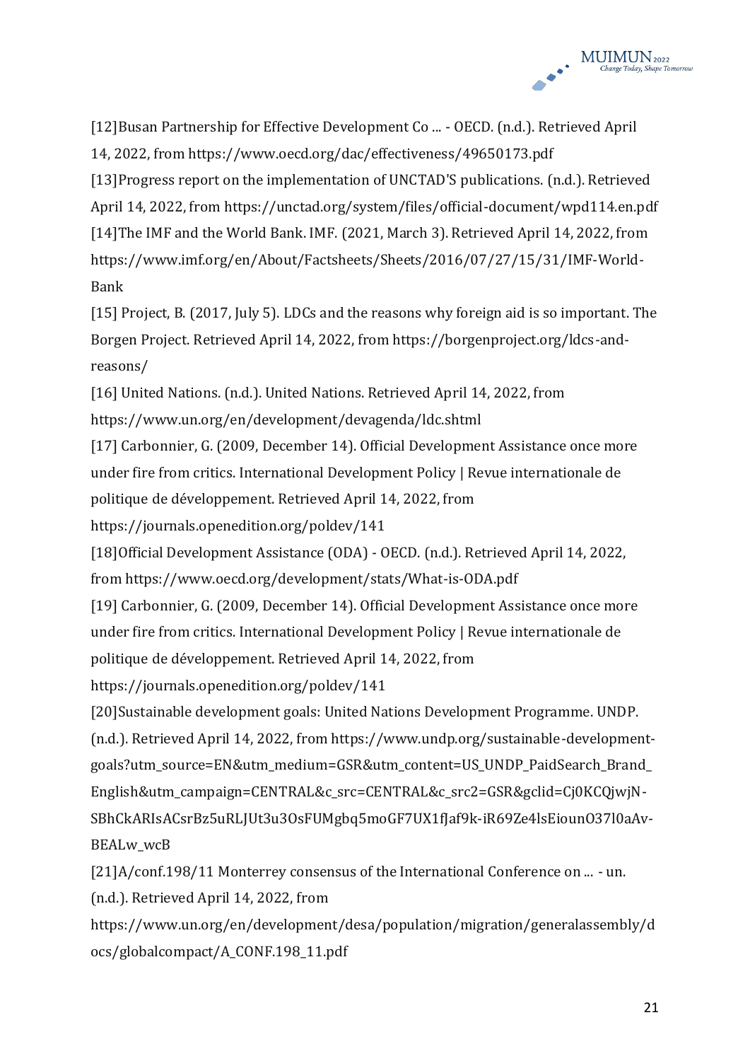[12]Busan Partnership for Effective Development Co ... - OECD. (n.d.). Retrieved April 14, 2022, from https://www.oecd.org/dac/effectiveness/49650173.pdf

[13]Progress report on the implementation of UNCTAD'S publications. (n.d.). Retrieved April 14, 2022, from https://unctad.org/system/files/official-document/wpd114.en.pdf

[14]The IMF and the World Bank. IMF. (2021, March 3). Retrieved April 14, 2022, from https://www.imf.org/en/About/Factsheets/Sheets/2016/07/27/15/31/IMF-World-Bank

[15] Project, B. (2017, July 5). LDCs and the reasons why foreign aid is so important. The Borgen Project. Retrieved April 14, 2022, from https://borgenproject.org/ldcs-and-reasons/

[16] United Nations. (n.d.). United Nations. Retrieved April 14, 2022, from https://www.un.org/en/development/devagenda/ldc.shtml

[17] Carbonnier, G. (2009, December 14). Official Development Assistance once more under fire from critics. International Development Policy | Revue internationale de politique de développement. Retrieved April 14, 2022, from https://journals.openedition.org/poldev/141

[18]Official Development Assistance (ODA) - OECD. (n.d.). Retrieved April 14, 2022, from https://www.oecd.org/development/stats/What-is-ODA.pdf

[19] Carbonnier, G. (2009, December 14). Official Development Assistance once more under fire from critics. International Development Policy | Revue internationale de politique de développement. Retrieved April 14, 2022, from https://journals.openedition.org/poldev/141

[20]Sustainable development goals: United Nations Development Programme. UNDP. (n.d.). Retrieved April 14, 2022, from https://www.undp.org/sustainable-development-goals?utm_source=EN&utm_medium=GSR&utm_content=US_UNDP_PaidSearch_Brand_English&utm_campaign=CENTRAL&c_src=CENTRAL&c_src2=GSR&gclid=Cj0KCQjwjN-SBhCkARIsACsrBz5uRLJUt3u3OsFUMgbq5moGF7UX1fJaf9k-iR69Ze4lsEiounO37l0aAv-BEALw_wcB

[21]A/conf.198/11 Monterrey consensus of the International Conference on ... - un. (n.d.). Retrieved April 14, 2022, from https://www.un.org/en/development/desa/population/migration/generalassembly/docs/globalcompact/A_CONF.198_11.pdf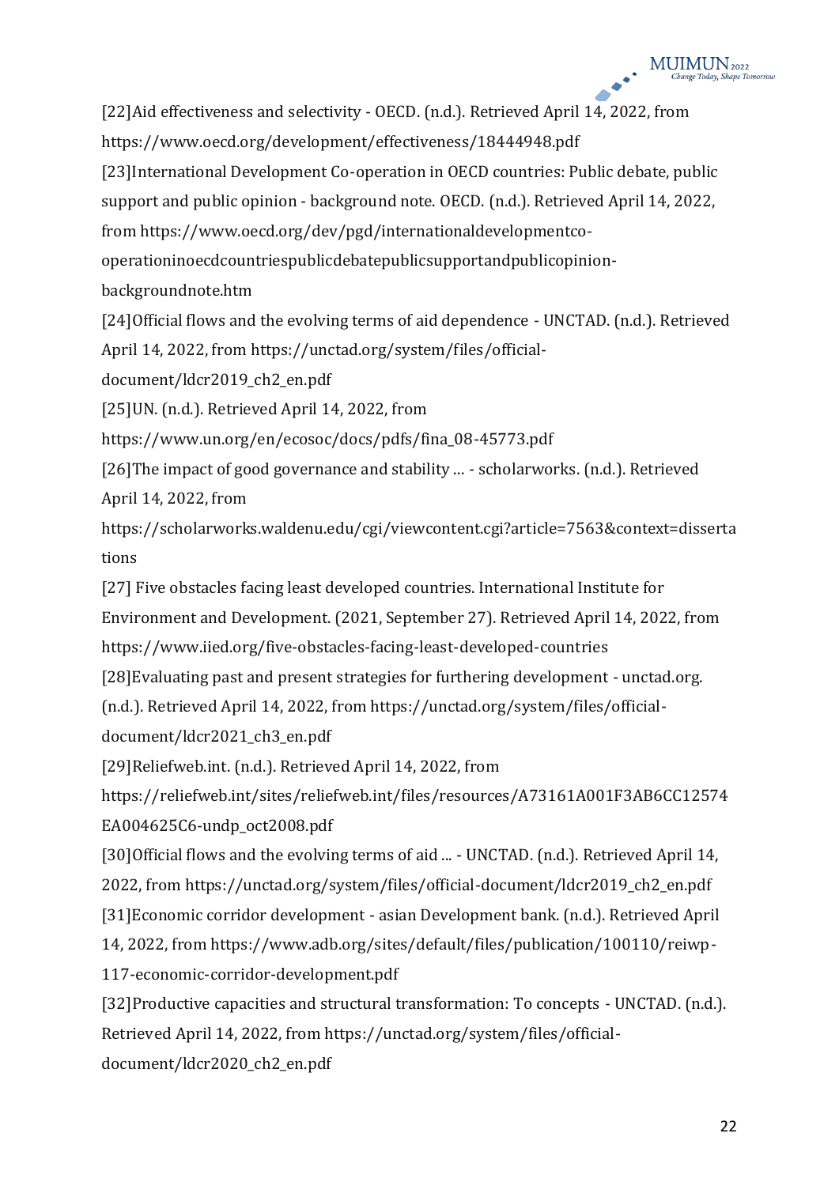[22]Aid effectiveness and selectivity - OECD. (n.d.). Retrieved April 14, 2022, from https://www.oecd.org/development/effectiveness/18444948.pdf

[23]International Development Co-operation in OECD countries: Public debate, public support and public opinion - background note. OECD. (n.d.). Retrieved April 14, 2022, from https://www.oecd.org/dev/pgd/internationaldevelopmentco-operationinoecdcountriespublicdebatepublicsupportandpublicopinion-backgroundnote.htm

[24]Official flows and the evolving terms of aid dependence - UNCTAD. (n.d.). Retrieved April 14, 2022, from https://unctad.org/system/files/official-document/ldcr2019_ch2_en.pdf

[25]UN. (n.d.). Retrieved April 14, 2022, from https://www.un.org/en/ecosoc/docs/pdfs/fina_08-45773.pdf

[26]The impact of good governance and stability ... - scholarworks. (n.d.). Retrieved April 14, 2022, from https://scholarworks.waldenu.edu/cgi/viewcontent.cgi?article=7563&context=dissertations

[27] Five obstacles facing least developed countries. International Institute for Environment and Development. (2021, September 27). Retrieved April 14, 2022, from https://www.iied.org/five-obstacles-facing-least-developed-countries

[28]Evaluating past and present strategies for furthering development - unctad.org. (n.d.). Retrieved April 14, 2022, from https://unctad.org/system/files/official-document/ldcr2021_ch3_en.pdf

[29]Reliefweb.int. (n.d.). Retrieved April 14, 2022, from https://reliefweb.int/sites/reliefweb.int/files/resources/A73161A001F3AB6CC12574EA004625C6-undp_oct2008.pdf

[30]Official flows and the evolving terms of aid ... - UNCTAD. (n.d.). Retrieved April 14, 2022, from https://unctad.org/system/files/official-document/ldcr2019_ch2_en.pdf

[31]Economic corridor development - asian Development bank. (n.d.). Retrieved April 14, 2022, from https://www.adb.org/sites/default/files/publication/100110/reiwp-117-economic-corridor-development.pdf

[32]Productive capacities and structural transformation: To concepts - UNCTAD. (n.d.). Retrieved April 14, 2022, from https://unctad.org/system/files/official-document/ldcr2020_ch2_en.pdf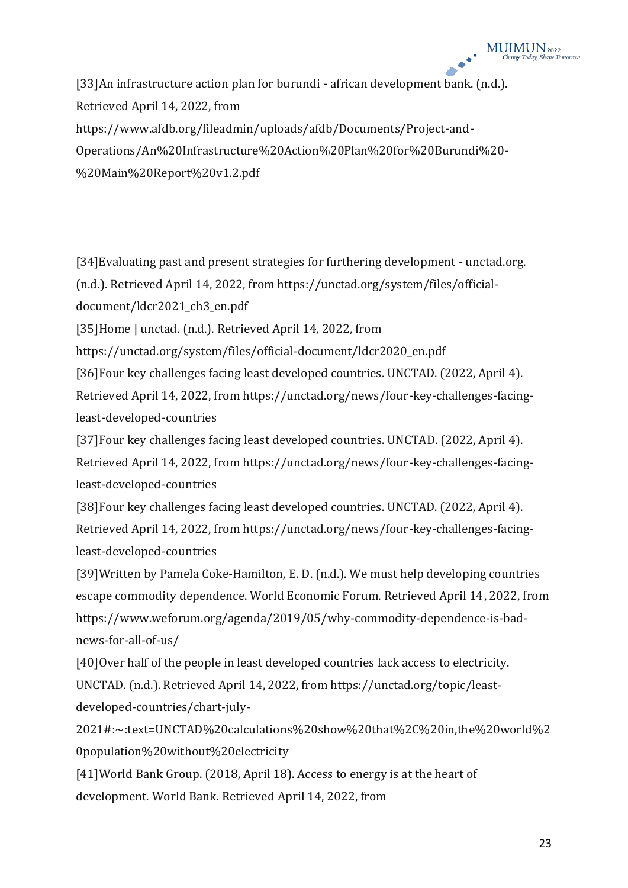[33]An infrastructure action plan for burundi - african development bank. (n.d.). Retrieved April 14, 2022, from https://www.afdb.org/fileadmin/uploads/afdb/Documents/Project-and-Operations/An%20Infrastructure%20Action%20Plan%20for%20Burundi%20-%20Main%20Report%20v1.2.pdf

[34]Evaluating past and present strategies for furthering development - unctad.org. (n.d.). Retrieved April 14, 2022, from https://unctad.org/system/files/official-document/ldcr2021_ch3_en.pdf

[35]Home | unctad. (n.d.). Retrieved April 14, 2022, from https://unctad.org/system/files/official-document/ldcr2020_en.pdf

[36]Four key challenges facing least developed countries. UNCTAD. (2022, April 4). Retrieved April 14, 2022, from https://unctad.org/news/four-key-challenges-facing-least-developed-countries

[37]Four key challenges facing least developed countries. UNCTAD. (2022, April 4). Retrieved April 14, 2022, from https://unctad.org/news/four-key-challenges-facing-least-developed-countries

[38]Four key challenges facing least developed countries. UNCTAD. (2022, April 4). Retrieved April 14, 2022, from https://unctad.org/news/four-key-challenges-facing-least-developed-countries

[39]Written by Pamela Coke-Hamilton, E. D. (n.d.). We must help developing countries escape commodity dependence. World Economic Forum. Retrieved April 14, 2022, from https://www.weforum.org/agenda/2019/05/why-commodity-dependence-is-bad-news-for-all-of-us/

[40]Over half of the people in least developed countries lack access to electricity. UNCTAD. (n.d.). Retrieved April 14, 2022, from https://unctad.org/topic/least-developed-countries/chart-july-2021#:~:text=UNCTAD%20calculations%20show%20that%2C%20in,the%20world%20population%20without%20electricity

[41]World Bank Group. (2018, April 18). Access to energy is at the heart of development. World Bank. Retrieved April 14, 2022, from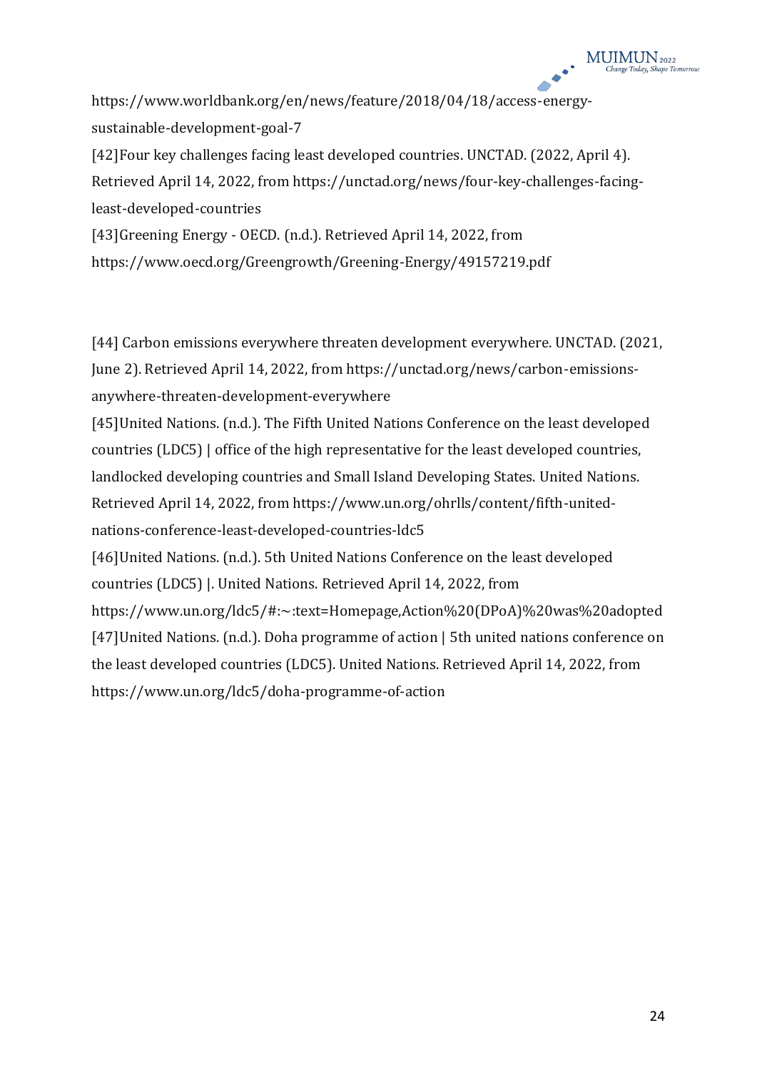https://www.worldbank.org/en/news/feature/2018/04/18/access-energy-sustainable-development-goal-7

[42]Four key challenges facing least developed countries. UNCTAD. (2022, April 4). Retrieved April 14, 2022, from https://unctad.org/news/four-key-challenges-facing-least-developed-countries

[43]Greening Energy - OECD. (n.d.). Retrieved April 14, 2022, from https://www.oecd.org/Greengrowth/Greening-Energy/49157219.pdf

[44] Carbon emissions everywhere threaten development everywhere. UNCTAD. (2021, June 2). Retrieved April 14, 2022, from https://unctad.org/news/carbon-emissions-anywhere-threaten-development-everywhere

[45]United Nations. (n.d.). The Fifth United Nations Conference on the least developed countries (LDC5) | office of the high representative for the least developed countries, landlocked developing countries and Small Island Developing States. United Nations. Retrieved April 14, 2022, from https://www.un.org/ohrlls/content/fifth-united-nations-conference-least-developed-countries-ldc5

[46]United Nations. (n.d.). 5th United Nations Conference on the least developed countries (LDC5) |. United Nations. Retrieved April 14, 2022, from https://www.un.org/ldc5/#:~:text=Homepage,Action%20(DPoA)%20was%20adopted

[47]United Nations. (n.d.). Doha programme of action | 5th united nations conference on the least developed countries (LDC5). United Nations. Retrieved April 14, 2022, from https://www.un.org/ldc5/doha-programme-of-action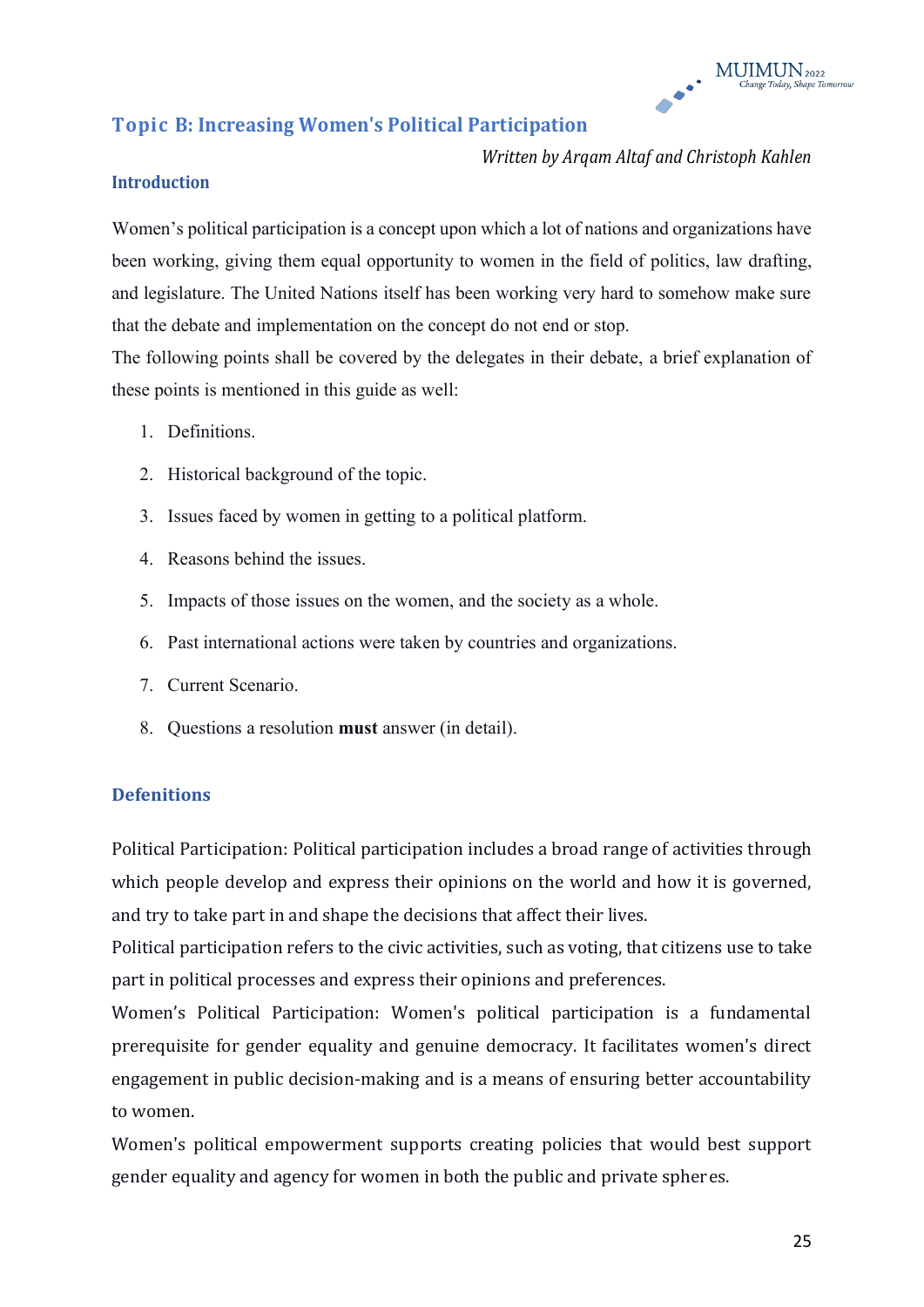## Topic B: Increasing Women's Political Participation

*Written by Arqam Altaf and Christoph Kahlen*

### Introduction

Women's political participation is a concept upon which a lot of nations and organizations have been working, giving them equal opportunity to women in the field of politics, law drafting, and legislature. The United Nations itself has been working very hard to somehow make sure that the debate and implementation on the concept do not end or stop.

The following points shall be covered by the delegates in their debate, a brief explanation of these points is mentioned in this guide as well:

1. Definitions.
2. Historical background of the topic.
3. Issues faced by women in getting to a political platform.
4. Reasons behind the issues.
5. Impacts of those issues on the women, and the society as a whole.
6. Past international actions were taken by countries and organizations.
7. Current Scenario.
8. Questions a resolution **must** answer (in detail).

### Defenitions

Political Participation: Political participation includes a broad range of activities through which people develop and express their opinions on the world and how it is governed, and try to take part in and shape the decisions that affect their lives.

Political participation refers to the civic activities, such as voting, that citizens use to take part in political processes and express their opinions and preferences.

Women's Political Participation: Women's political participation is a fundamental prerequisite for gender equality and genuine democracy. It facilitates women's direct engagement in public decision-making and is a means of ensuring better accountability to women.

Women's political empowerment supports creating policies that would best support gender equality and agency for women in both the public and private spheres.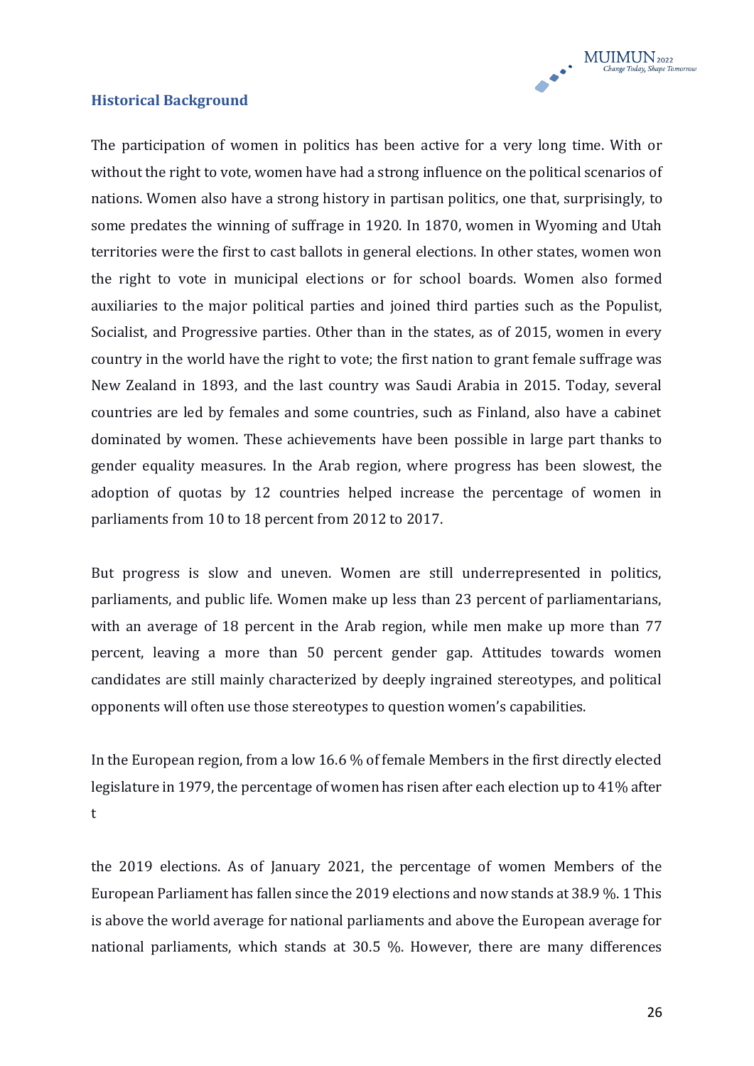### Historical Background

The participation of women in politics has been active for a very long time. With or without the right to vote, women have had a strong influence on the political scenarios of nations. Women also have a strong history in partisan politics, one that, surprisingly, to some predates the winning of suffrage in 1920. In 1870, women in Wyoming and Utah territories were the first to cast ballots in general elections. In other states, women won the right to vote in municipal elections or for school boards. Women also formed auxiliaries to the major political parties and joined third parties such as the Populist, Socialist, and Progressive parties. Other than in the states, as of 2015, women in every country in the world have the right to vote; the first nation to grant female suffrage was New Zealand in 1893, and the last country was Saudi Arabia in 2015. Today, several countries are led by females and some countries, such as Finland, also have a cabinet dominated by women. These achievements have been possible in large part thanks to gender equality measures. In the Arab region, where progress has been slowest, the adoption of quotas by 12 countries helped increase the percentage of women in parliaments from 10 to 18 percent from 2012 to 2017.

But progress is slow and uneven. Women are still underrepresented in politics, parliaments, and public life. Women make up less than 23 percent of parliamentarians, with an average of 18 percent in the Arab region, while men make up more than 77 percent, leaving a more than 50 percent gender gap. Attitudes towards women candidates are still mainly characterized by deeply ingrained stereotypes, and political opponents will often use those stereotypes to question women's capabilities.

In the European region, from a low 16.6 % of female Members in the first directly elected legislature in 1979, the percentage of women has risen after each election up to 41% after t

the 2019 elections. As of January 2021, the percentage of women Members of the European Parliament has fallen since the 2019 elections and now stands at 38.9 %. 1 This is above the world average for national parliaments and above the European average for national parliaments, which stands at 30.5 %. However, there are many differences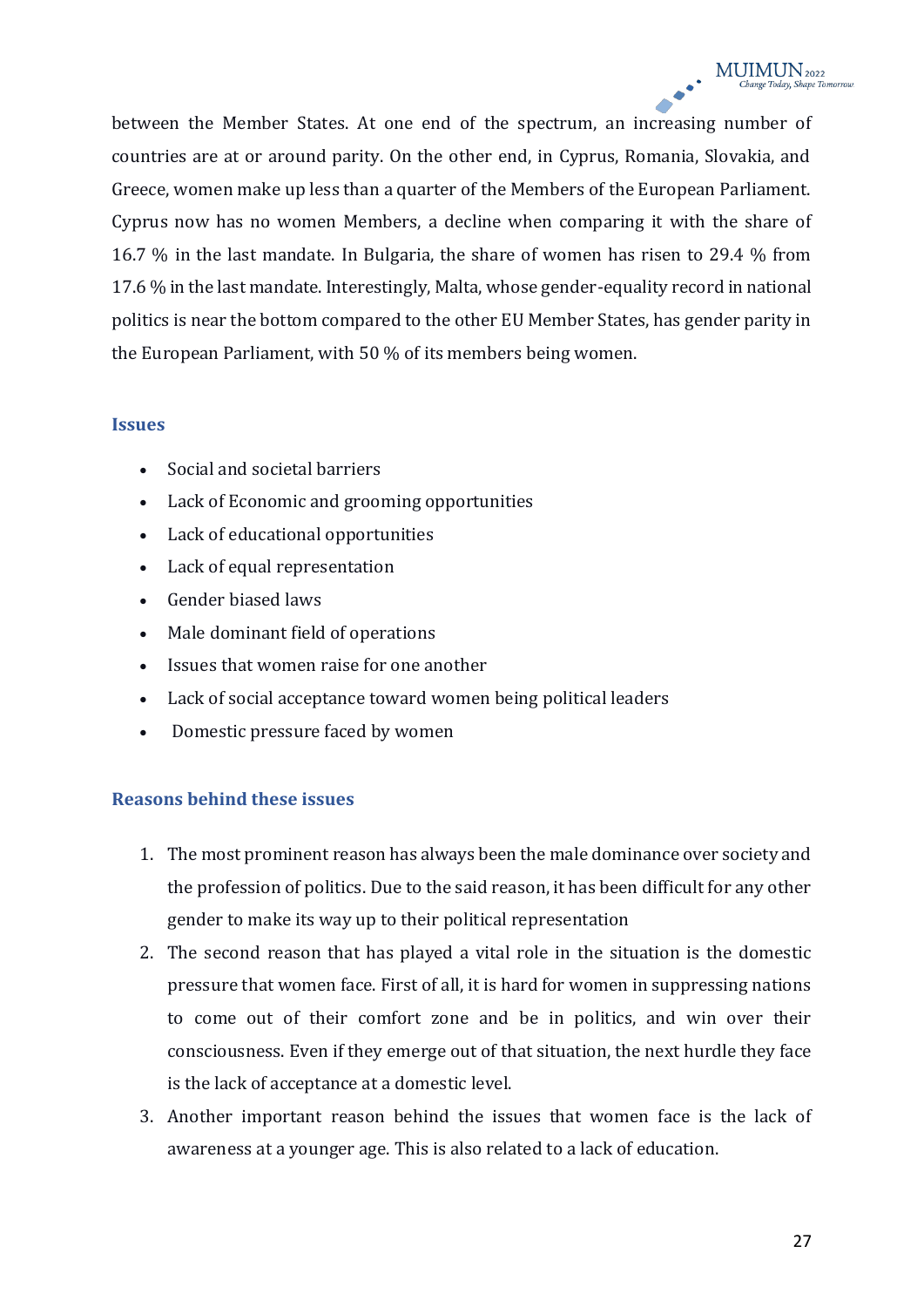between the Member States. At one end of the spectrum, an increasing number of countries are at or around parity. On the other end, in Cyprus, Romania, Slovakia, and Greece, women make up less than a quarter of the Members of the European Parliament. Cyprus now has no women Members, a decline when comparing it with the share of 16.7 % in the last mandate. In Bulgaria, the share of women has risen to 29.4 % from 17.6 % in the last mandate. Interestingly, Malta, whose gender-equality record in national politics is near the bottom compared to the other EU Member States, has gender parity in the European Parliament, with 50 % of its members being women.

## Issues

- Social and societal barriers
- Lack of Economic and grooming opportunities
- Lack of educational opportunities
- Lack of equal representation
- Gender biased laws
- Male dominant field of operations
- Issues that women raise for one another
- Lack of social acceptance toward women being political leaders
- Domestic pressure faced by women

## Reasons behind these issues

1. The most prominent reason has always been the male dominance over society and the profession of politics. Due to the said reason, it has been difficult for any other gender to make its way up to their political representation
2. The second reason that has played a vital role in the situation is the domestic pressure that women face. First of all, it is hard for women in suppressing nations to come out of their comfort zone and be in politics, and win over their consciousness. Even if they emerge out of that situation, the next hurdle they face is the lack of acceptance at a domestic level.
3. Another important reason behind the issues that women face is the lack of awareness at a younger age. This is also related to a lack of education.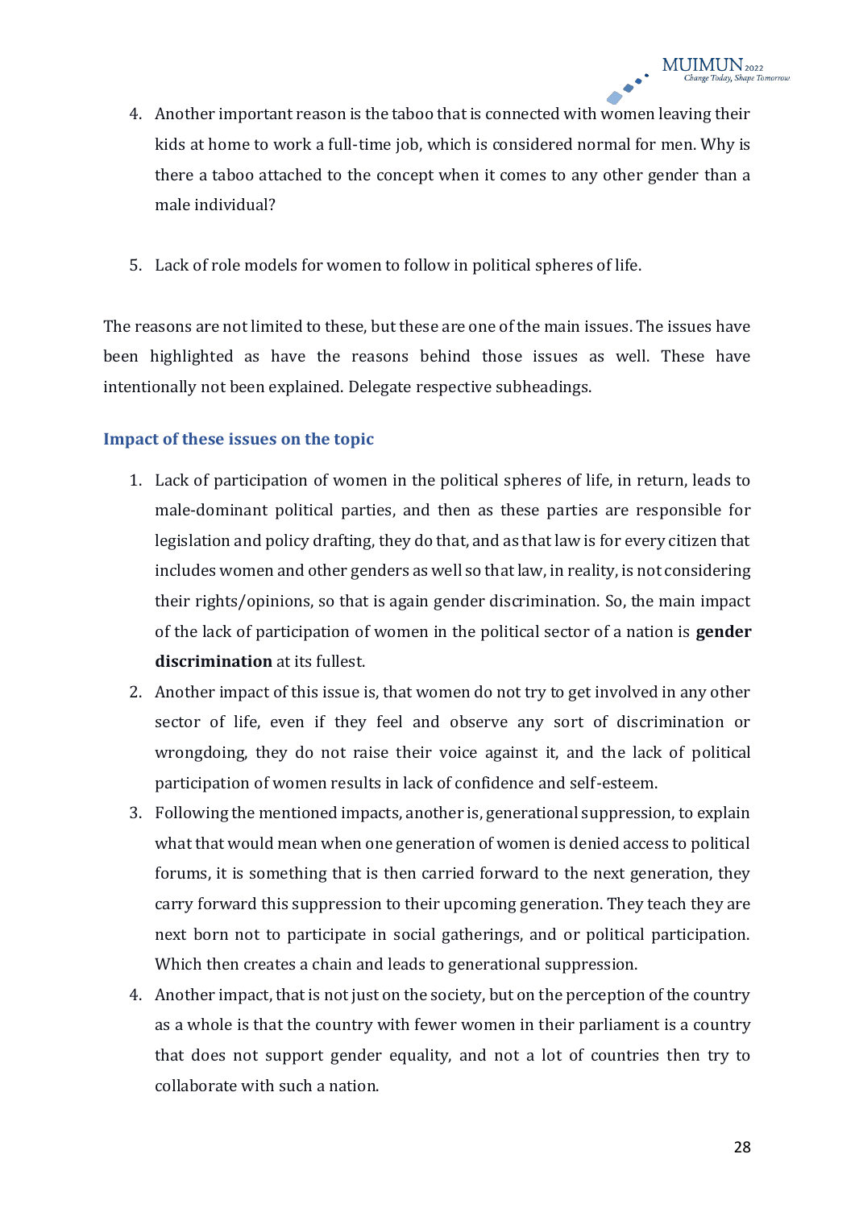4. Another important reason is the taboo that is connected with women leaving their kids at home to work a full-time job, which is considered normal for men. Why is there a taboo attached to the concept when it comes to any other gender than a male individual?

5. Lack of role models for women to follow in political spheres of life.

The reasons are not limited to these, but these are one of the main issues. The issues have been highlighted as have the reasons behind those issues as well. These have intentionally not been explained. Delegate respective subheadings.

### Impact of these issues on the topic

1. Lack of participation of women in the political spheres of life, in return, leads to male-dominant political parties, and then as these parties are responsible for legislation and policy drafting, they do that, and as that law is for every citizen that includes women and other genders as well so that law, in reality, is not considering their rights/opinions, so that is again gender discrimination. So, the main impact of the lack of participation of women in the political sector of a nation is **gender discrimination** at its fullest.
2. Another impact of this issue is, that women do not try to get involved in any other sector of life, even if they feel and observe any sort of discrimination or wrongdoing, they do not raise their voice against it, and the lack of political participation of women results in lack of confidence and self-esteem.
3. Following the mentioned impacts, another is, generational suppression, to explain what that would mean when one generation of women is denied access to political forums, it is something that is then carried forward to the next generation, they carry forward this suppression to their upcoming generation. They teach they are next born not to participate in social gatherings, and or political participation. Which then creates a chain and leads to generational suppression.
4. Another impact, that is not just on the society, but on the perception of the country as a whole is that the country with fewer women in their parliament is a country that does not support gender equality, and not a lot of countries then try to collaborate with such a nation.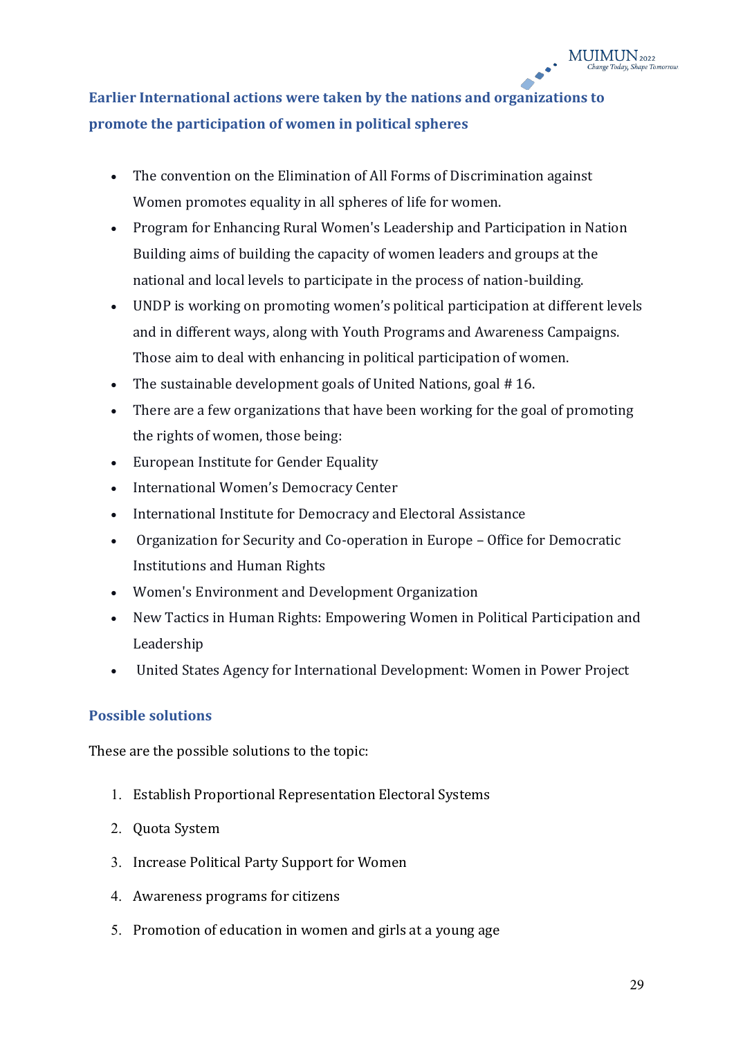## Earlier International actions were taken by the nations and organizations to promote the participation of women in political spheres

- The convention on the Elimination of All Forms of Discrimination against Women promotes equality in all spheres of life for women.
- Program for Enhancing Rural Women's Leadership and Participation in Nation Building aims of building the capacity of women leaders and groups at the national and local levels to participate in the process of nation-building.
- UNDP is working on promoting women's political participation at different levels and in different ways, along with Youth Programs and Awareness Campaigns. Those aim to deal with enhancing in political participation of women.
- The sustainable development goals of United Nations, goal # 16.
- There are a few organizations that have been working for the goal of promoting the rights of women, those being:
- European Institute for Gender Equality
- International Women's Democracy Center
- International Institute for Democracy and Electoral Assistance
- Organization for Security and Co-operation in Europe – Office for Democratic Institutions and Human Rights
- Women's Environment and Development Organization
- New Tactics in Human Rights: Empowering Women in Political Participation and Leadership
- United States Agency for International Development: Women in Power Project

## Possible solutions

These are the possible solutions to the topic:

1. Establish Proportional Representation Electoral Systems
2. Quota System
3. Increase Political Party Support for Women
4. Awareness programs for citizens
5. Promotion of education in women and girls at a young age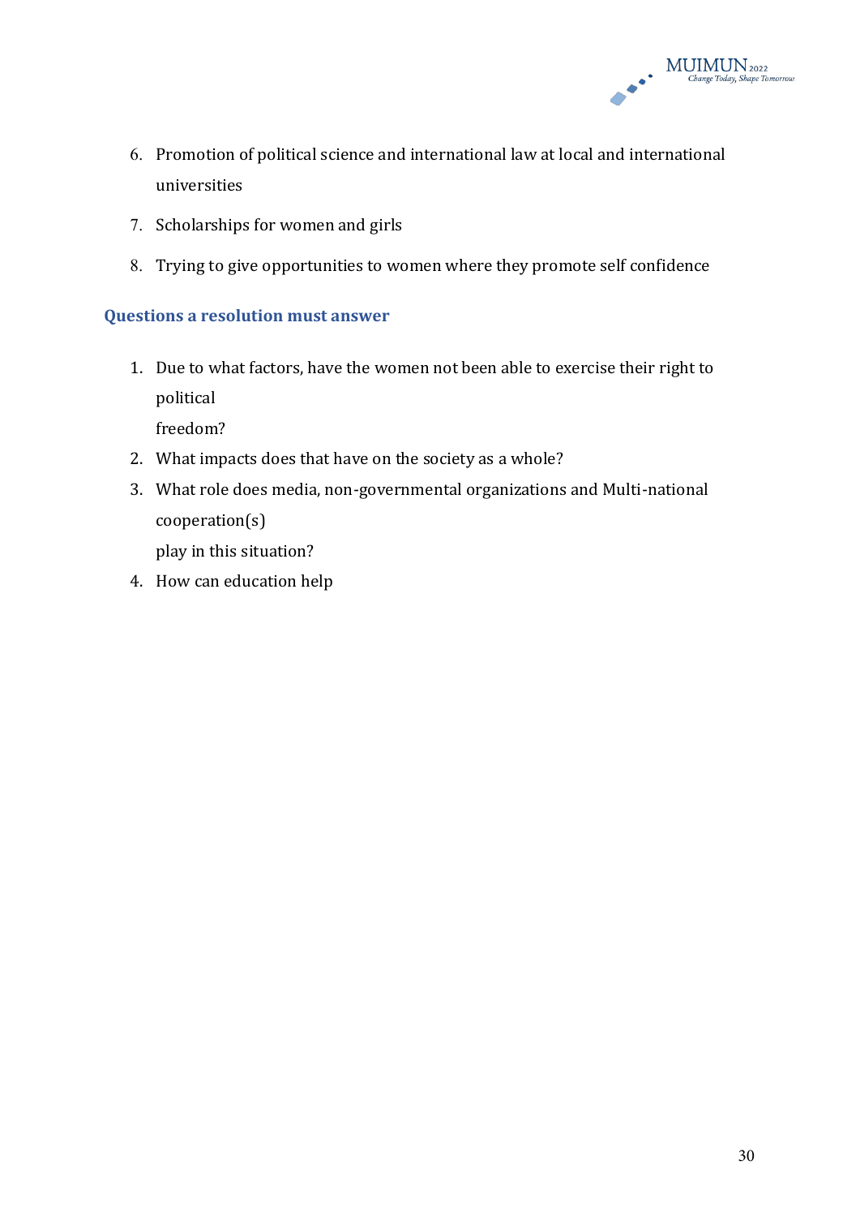6. Promotion of political science and international law at local and international universities
7. Scholarships for women and girls
8. Trying to give opportunities to women where they promote self confidence

### Questions a resolution must answer

1. Due to what factors, have the women not been able to exercise their right to political freedom?
2. What impacts does that have on the society as a whole?
3. What role does media, non-governmental organizations and Multi-national cooperation(s) play in this situation?
4. How can education help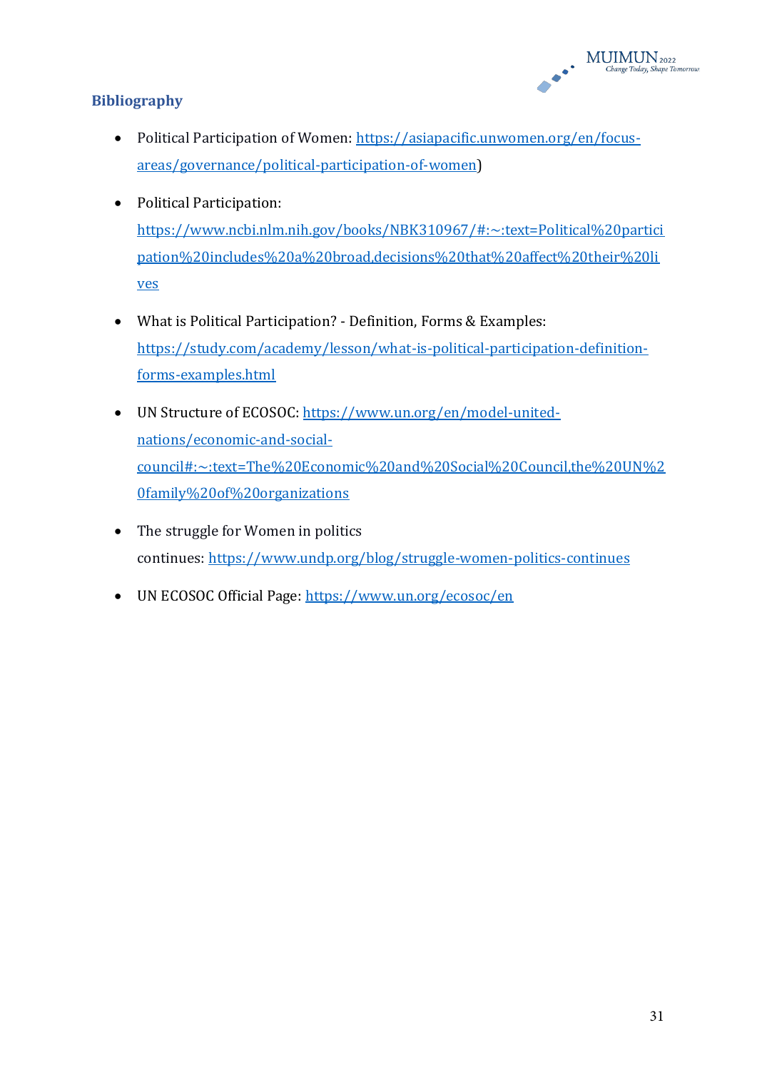## Bibliography

- Political Participation of Women: https://asiapacific.unwomen.org/en/focus-areas/governance/political-participation-of-women)
- Political Participation: https://www.ncbi.nlm.nih.gov/books/NBK310967/#:~:text=Political%20participation%20includes%20a%20broad,decisions%20that%20affect%20their%20lives
- What is Political Participation? - Definition, Forms & Examples: https://study.com/academy/lesson/what-is-political-participation-definition-forms-examples.html
- UN Structure of ECOSOC: https://www.un.org/en/model-united-nations/economic-and-social-council#:~:text=The%20Economic%20and%20Social%20Council,the%20UN%20family%20of%20organizations
- The struggle for Women in politics continues: https://www.undp.org/blog/struggle-women-politics-continues
- UN ECOSOC Official Page: https://www.un.org/ecosoc/en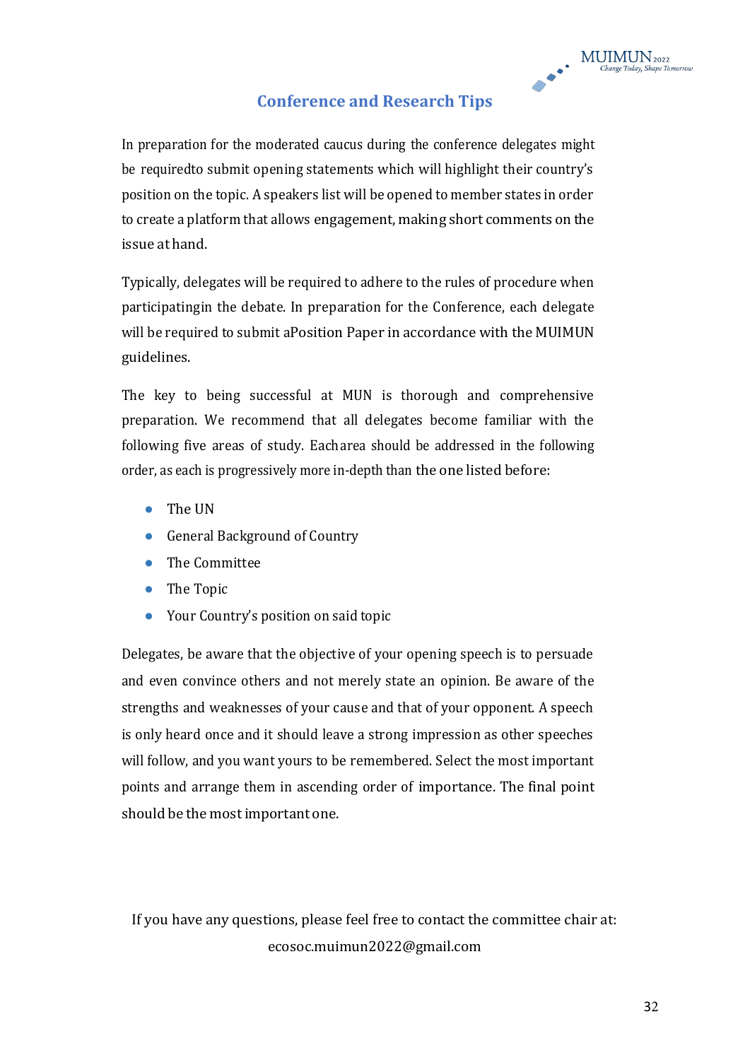## Conference and Research Tips

In preparation for the moderated caucus during the conference delegates might be requiredto submit opening statements which will highlight their country's position on the topic. A speakers list will be opened to member states in order to create a platform that allows engagement, making short comments on the issue at hand.

Typically, delegates will be required to adhere to the rules of procedure when participatingin the debate. In preparation for the Conference, each delegate will be required to submit aPosition Paper in accordance with the MUIMUN guidelines.

The key to being successful at MUN is thorough and comprehensive preparation. We recommend that all delegates become familiar with the following five areas of study. Eacharea should be addressed in the following order, as each is progressively more in-depth than the one listed before:

- The UN
- General Background of Country
- The Committee
- The Topic
- Your Country's position on said topic

Delegates, be aware that the objective of your opening speech is to persuade and even convince others and not merely state an opinion. Be aware of the strengths and weaknesses of your cause and that of your opponent. A speech is only heard once and it should leave a strong impression as other speeches will follow, and you want yours to be remembered. Select the most important points and arrange them in ascending order of importance. The final point should be the most important one.

If you have any questions, please feel free to contact the committee chair at: ecosoc.muimun2022@gmail.com